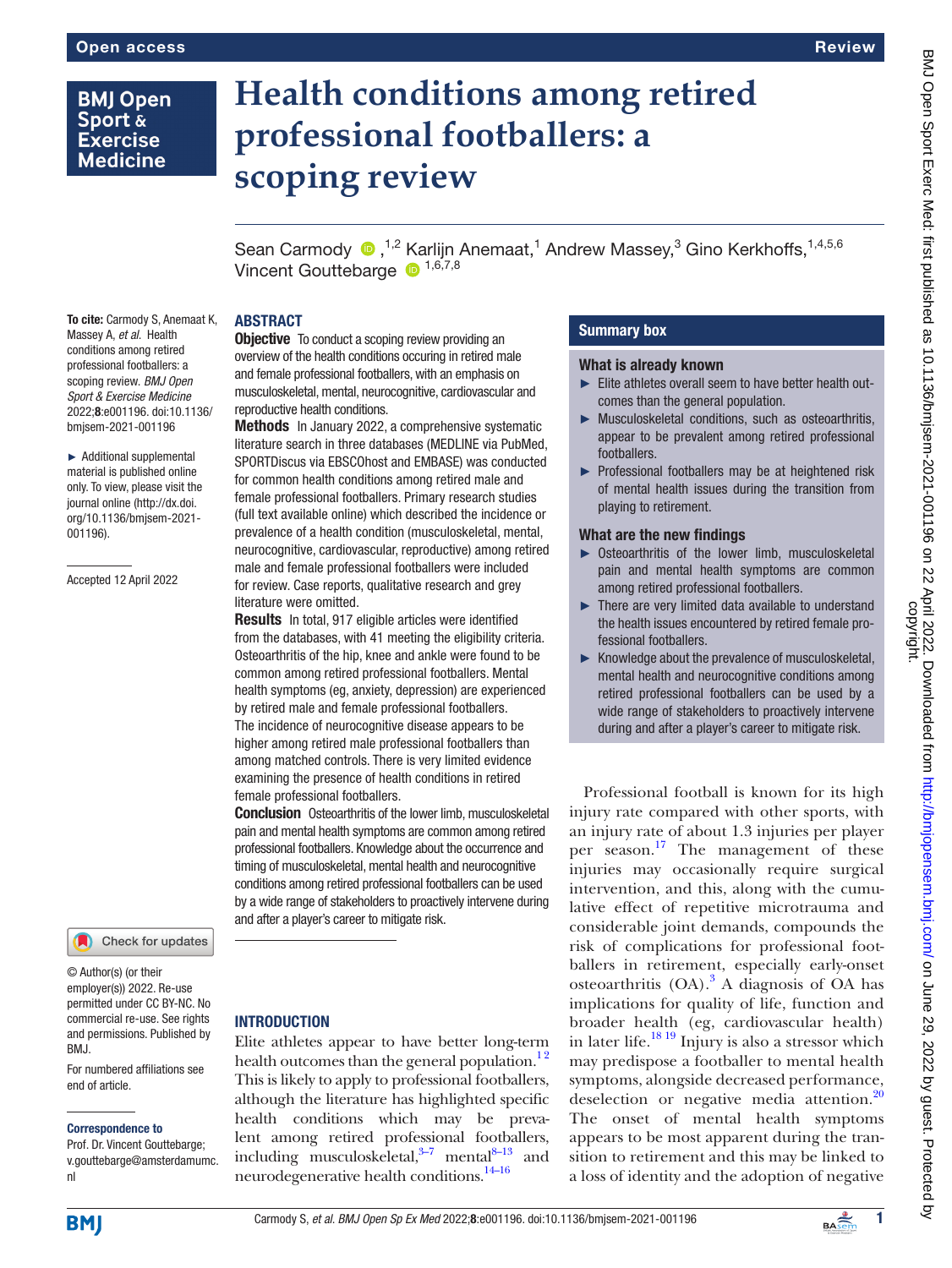Open access

Review

# Health conditions among retired professional footballers: a scoping review

Sean Carmody [1,2] Karlijn Anemaat,[1] Andrew Massey,[3] Gino Kerkhoffs,[1,4,5,6] Vincent Gouttebarge [1,6,7,8]

To cite: Carmody S, Anemaat K, Massey A, *et al*. Health conditions among retired professional footballers: a scoping review. *BMJ Open Sport & Exercise Medicine* 2022;**8**:e001196. doi:10.1136/bmjsem-2021-001196

► Additional supplemental material is published online only. To view, please visit the journal online (http://dx.doi.org/10.1136/bmjsem-2021-001196).

Accepted 12 April 2022

## ABSTRACT

**Objective** To conduct a scoping review providing an overview of the health conditions occuring in retired male and female professional footballers, with an emphasis on musculoskeletal, mental, neurocognitive, cardiovascular and reproductive health conditions.

**Methods** In January 2022, a comprehensive systematic literature search in three databases (MEDLINE via PubMed, SPORTDiscus via EBSCOhost and EMBASE) was conducted for common health conditions among retired male and female professional footballers. Primary research studies (full text available online) which described the incidence or prevalence of a health condition (musculoskeletal, mental, neurocognitive, cardiovascular, reproductive) among retired male and female professional footballers were included for review. Case reports, qualitative research and grey literature were omitted.

**Results** In total, 917 eligible articles were identified from the databases, with 41 meeting the eligibility criteria. Osteoarthritis of the hip, knee and ankle were found to be common among retired professional footballers. Mental health symptoms (eg, anxiety, depression) are experienced by retired male and female professional footballers. The incidence of neurocognitive disease appears to be higher among retired male professional footballers than among matched controls. There is very limited evidence examining the presence of health conditions in retired female professional footballers.

**Conclusion** Osteoarthritis of the lower limb, musculoskeletal pain and mental health symptoms are common among retired professional footballers. Knowledge about the occurrence and timing of musculoskeletal, mental health and neurocognitive conditions among retired professional footballers can be used by a wide range of stakeholders to proactively intervene during and after a player's career to mitigate risk.

## Summary box

### What is already known

- Elite athletes overall seem to have better health outcomes than the general population.
- Musculoskeletal conditions, such as osteoarthritis, appear to be prevalent among retired professional footballers.
- Professional footballers may be at heightened risk of mental health issues during the transition from playing to retirement.

### What are the new findings

- Osteoarthritis of the lower limb, musculoskeletal pain and mental health symptoms are common among retired professional footballers.
- There are very limited data available to understand the health issues encountered by retired female professional footballers.
- Knowledge about the prevalence of musculoskeletal, mental health and neurocognitive conditions among retired professional footballers can be used by a wide range of stakeholders to proactively intervene during and after a player's career to mitigate risk.

## INTRODUCTION

Elite athletes appear to have better long-term health outcomes than the general population.[1,2] This is likely to apply to professional footballers, although the literature has highlighted specific health conditions which may be prevalent among retired professional footballers, including musculoskeletal,[3–7] mental[8–13] and neurodegenerative health conditions.[14–16]

Professional football is known for its high injury rate compared with other sports, with an injury rate of about 1.3 injuries per player per season.[17] The management of these injuries may occasionally require surgical intervention, and this, along with the cumulative effect of repetitive microtrauma and considerable joint demands, compounds the risk of complications for professional footballers in retirement, especially early-onset osteoarthritis (OA).[3] A diagnosis of OA has implications for quality of life, function and broader health (eg, cardiovascular health) in later life.[18,19] Injury is also a stressor which may predispose a footballer to mental health symptoms, alongside decreased performance, deselection or negative media attention.[20] The onset of mental health symptoms appears to be most apparent during the transition to retirement and this may be linked to a loss of identity and the adoption of negative

© Author(s) (or their employer(s)) 2022. Re-use permitted under CC BY-NC. No commercial re-use. See rights and permissions. Published by BMJ.

For numbered affiliations see end of article.

**Correspondence to**

Prof. Dr. Vincent Gouttebarge; v.gouttebarge@amsterdamumc.nl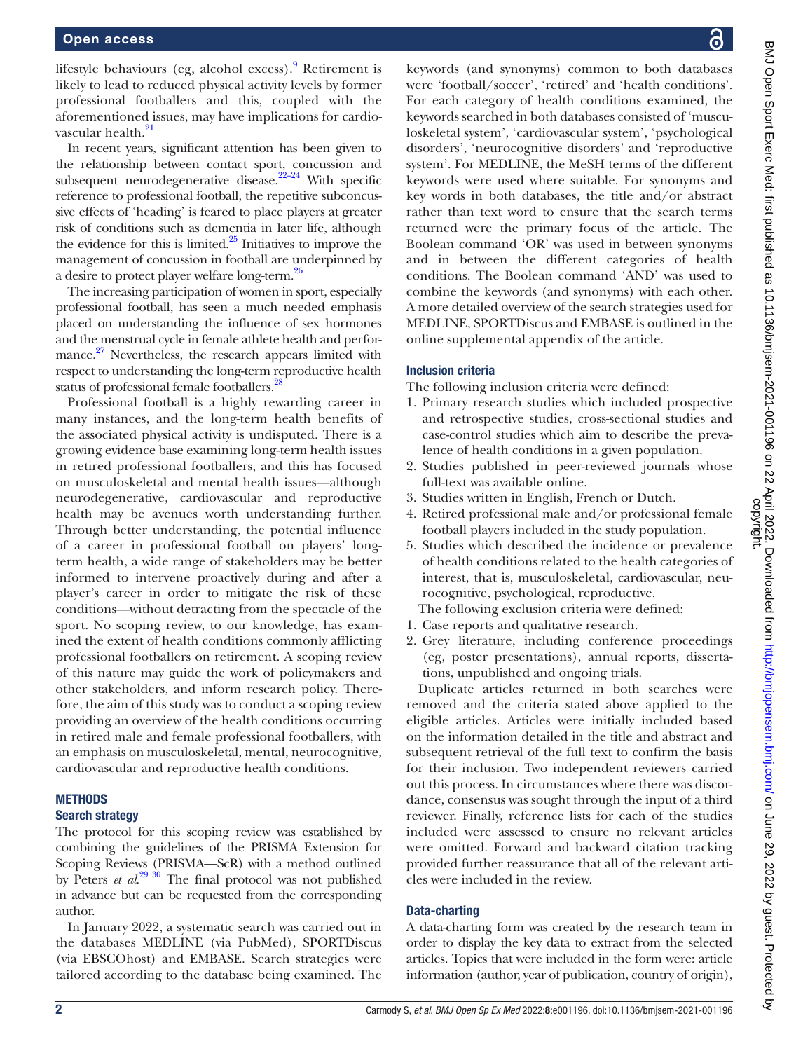lifestyle behaviours (eg, alcohol excess).[9] Retirement is likely to lead to reduced physical activity levels by former professional footballers and this, coupled with the aforementioned issues, may have implications for cardiovascular health.[21]

In recent years, significant attention has been given to the relationship between contact sport, concussion and subsequent neurodegenerative disease.[22–24] With specific reference to professional football, the repetitive subconcussive effects of 'heading' is feared to place players at greater risk of conditions such as dementia in later life, although the evidence for this is limited.[25] Initiatives to improve the management of concussion in football are underpinned by a desire to protect player welfare long-term.[26]

The increasing participation of women in sport, especially professional football, has seen a much needed emphasis placed on understanding the influence of sex hormones and the menstrual cycle in female athlete health and performance.[27] Nevertheless, the research appears limited with respect to understanding the long-term reproductive health status of professional female footballers.[28]

Professional football is a highly rewarding career in many instances, and the long-term health benefits of the associated physical activity is undisputed. There is a growing evidence base examining long-term health issues in retired professional footballers, and this has focused on musculoskeletal and mental health issues—although neurodegenerative, cardiovascular and reproductive health may be avenues worth understanding further. Through better understanding, the potential influence of a career in professional football on players' long-term health, a wide range of stakeholders may be better informed to intervene proactively during and after a player's career in order to mitigate the risk of these conditions—without detracting from the spectacle of the sport. No scoping review, to our knowledge, has examined the extent of health conditions commonly afflicting professional footballers on retirement. A scoping review of this nature may guide the work of policymakers and other stakeholders, and inform research policy. Therefore, the aim of this study was to conduct a scoping review providing an overview of the health conditions occurring in retired male and female professional footballers, with an emphasis on musculoskeletal, mental, neurocognitive, cardiovascular and reproductive health conditions.

## METHODS

### Search strategy

The protocol for this scoping review was established by combining the guidelines of the PRISMA Extension for Scoping Reviews (PRISMA—ScR) with a method outlined by Peters *et al*.[29 30] The final protocol was not published in advance but can be requested from the corresponding author.

In January 2022, a systematic search was carried out in the databases MEDLINE (via PubMed), SPORTDiscus (via EBSCOhost) and EMBASE. Search strategies were tailored according to the database being examined. The keywords (and synonyms) common to both databases were 'football/soccer', 'retired' and 'health conditions'. For each category of health conditions examined, the keywords searched in both databases consisted of 'musculoskeletal system', 'cardiovascular system', 'psychological disorders', 'neurocognitive disorders' and 'reproductive system'. For MEDLINE, the MeSH terms of the different keywords were used where suitable. For synonyms and key words in both databases, the title and/or abstract rather than text word to ensure that the search terms returned were the primary focus of the article. The Boolean command 'OR' was used in between synonyms and in between the different categories of health conditions. The Boolean command 'AND' was used to combine the keywords (and synonyms) with each other. A more detailed overview of the search strategies used for MEDLINE, SPORTDiscus and EMBASE is outlined in the online supplemental appendix of the article.

### Inclusion criteria

The following inclusion criteria were defined:

1. Primary research studies which included prospective and retrospective studies, cross-sectional studies and case-control studies which aim to describe the prevalence of health conditions in a given population.
2. Studies published in peer-reviewed journals whose full-text was available online.
3. Studies written in English, French or Dutch.
4. Retired professional male and/or professional female football players included in the study population.
5. Studies which described the incidence or prevalence of health conditions related to the health categories of interest, that is, musculoskeletal, cardiovascular, neurocognitive, psychological, reproductive.

The following exclusion criteria were defined:

1. Case reports and qualitative research.
2. Grey literature, including conference proceedings (eg, poster presentations), annual reports, dissertations, unpublished and ongoing trials.

Duplicate articles returned in both searches were removed and the criteria stated above applied to the eligible articles. Articles were initially included based on the information detailed in the title and abstract and subsequent retrieval of the full text to confirm the basis for their inclusion. Two independent reviewers carried out this process. In circumstances where there was discordance, consensus was sought through the input of a third reviewer. Finally, reference lists for each of the studies included were assessed to ensure no relevant articles were omitted. Forward and backward citation tracking provided further reassurance that all of the relevant articles were included in the review.

### Data-charting

A data-charting form was created by the research team in order to display the key data to extract from the selected articles. Topics that were included in the form were: article information (author, year of publication, country of origin),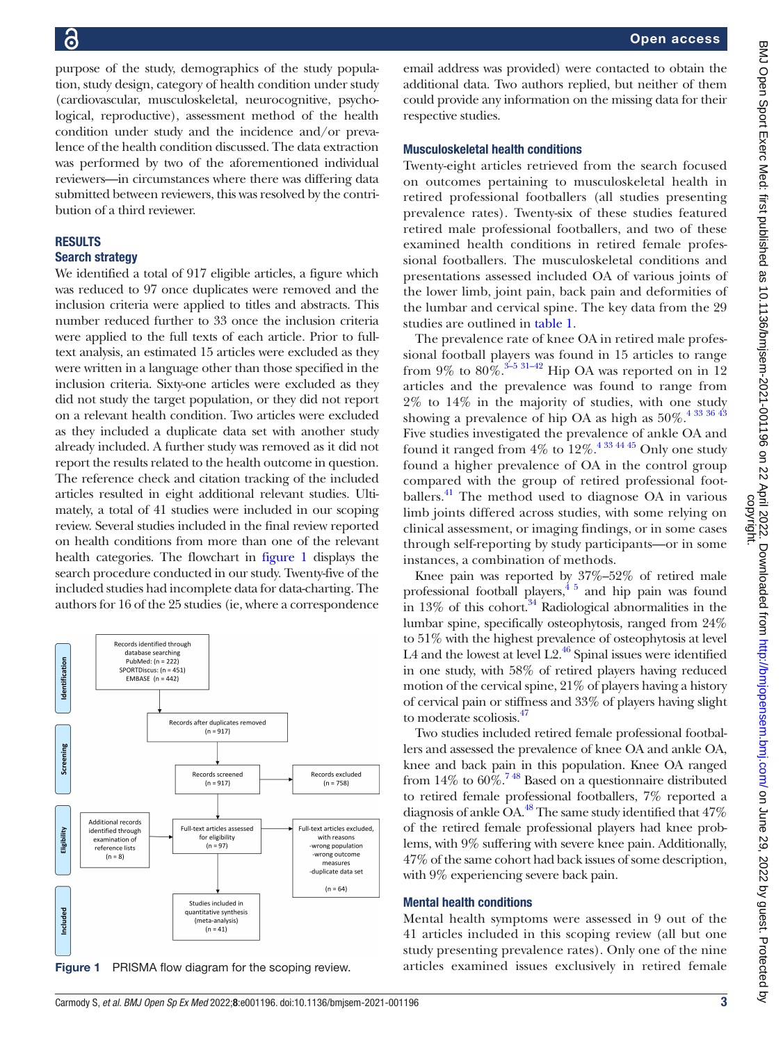purpose of the study, demographics of the study population, study design, category of health condition under study (cardiovascular, musculoskeletal, neurocognitive, psychological, reproductive), assessment method of the health condition under study and the incidence and/or prevalence of the health condition discussed. The data extraction was performed by two of the aforementioned individual reviewers—in circumstances where there was differing data submitted between reviewers, this was resolved by the contribution of a third reviewer.

## RESULTS

### Search strategy

We identified a total of 917 eligible articles, a figure which was reduced to 97 once duplicates were removed and the inclusion criteria were applied to titles and abstracts. This number reduced further to 33 once the inclusion criteria were applied to the full texts of each article. Prior to full-text analysis, an estimated 15 articles were excluded as they were written in a language other than those specified in the inclusion criteria. Sixty-one articles were excluded as they did not study the target population, or they did not report on a relevant health condition. Two articles were excluded as they included a duplicate data set with another study already included. A further study was removed as it did not report the results related to the health outcome in question. The reference check and citation tracking of the included articles resulted in eight additional relevant studies. Ultimately, a total of 41 studies were included in our scoping review. Several studies included in the final review reported on health conditions from more than one of the relevant health categories. The flowchart in figure 1 displays the search procedure conducted in our study. Twenty-five of the included studies had incomplete data for data-charting. The authors for 16 of the 25 studies (ie, where a correspondence email address was provided) were contacted to obtain the additional data. Two authors replied, but neither of them could provide any information on the missing data for their respective studies.

Identification

Records identified through database searching
PubMed: (n = 222)
SPORTDiscus: (n = 451)
EMBASE (n = 442)

Records after duplicates removed
(n = 917)

Screening

Records screened
(n = 917)

Records excluded
(n = 758)

Eligibility

Additional records identified through examination of reference lists
(n = 8)

Full-text articles assessed for eligibility
(n = 97)

Full-text articles excluded, with reasons
-wrong population
-wrong outcome measures
-duplicate data set
(n = 64)

Included

Studies included in quantitative synthesis (meta-analysis)
(n = 41)

**Figure 1** PRISMA flow diagram for the scoping review.

### Musculoskeletal health conditions

Twenty-eight articles retrieved from the search focused on outcomes pertaining to musculoskeletal health in retired professional footballers (all studies presenting prevalence rates). Twenty-six of these studies featured retired male professional footballers, and two of these examined health conditions in retired female professional footballers. The musculoskeletal conditions and presentations assessed included OA of various joints of the lower limb, joint pain, back pain and deformities of the lumbar and cervical spine. The key data from the 29 studies are outlined in table 1.

The prevalence rate of knee OA in retired male professional football players was found in 15 articles to range from 9% to 80%.[3–5 31–42] Hip OA was reported on in 12 articles and the prevalence was found to range from 2% to 14% in the majority of studies, with one study showing a prevalence of hip OA as high as 50%.[4 33 36 43] Five studies investigated the prevalence of ankle OA and found it ranged from 4% to 12%.[4 33 44 45] Only one study found a higher prevalence of OA in the control group compared with the group of retired professional footballers.[41] The method used to diagnose OA in various limb joints differed across studies, with some relying on clinical assessment, or imaging findings, or in some cases through self-reporting by study participants—or in some instances, a combination of methods.

Knee pain was reported by 37%–52% of retired male professional football players,[4 5] and hip pain was found in 13% of this cohort.[34] Radiological abnormalities in the lumbar spine, specifically osteophytosis, ranged from 24% to 51% with the highest prevalence of osteophytosis at level L4 and the lowest at level L2.[46] Spinal issues were identified in one study, with 58% of retired players having reduced motion of the cervical spine, 21% of players having a history of cervical pain or stiffness and 33% of players having slight to moderate scoliosis.[47]

Two studies included retired female professional footballers and assessed the prevalence of knee OA and ankle OA, knee and back pain in this population. Knee OA ranged from 14% to 60%.[7 48] Based on a questionnaire distributed to retired female professional footballers, 7% reported a diagnosis of ankle OA.[48] The same study identified that 47% of the retired female professional players had knee problems, with 9% suffering with severe knee pain. Additionally, 47% of the same cohort had back issues of some description, with 9% experiencing severe back pain.

### Mental health conditions

Mental health symptoms were assessed in 9 out of the 41 articles included in this scoping review (all but one study presenting prevalence rates). Only one of the nine articles examined issues exclusively in retired female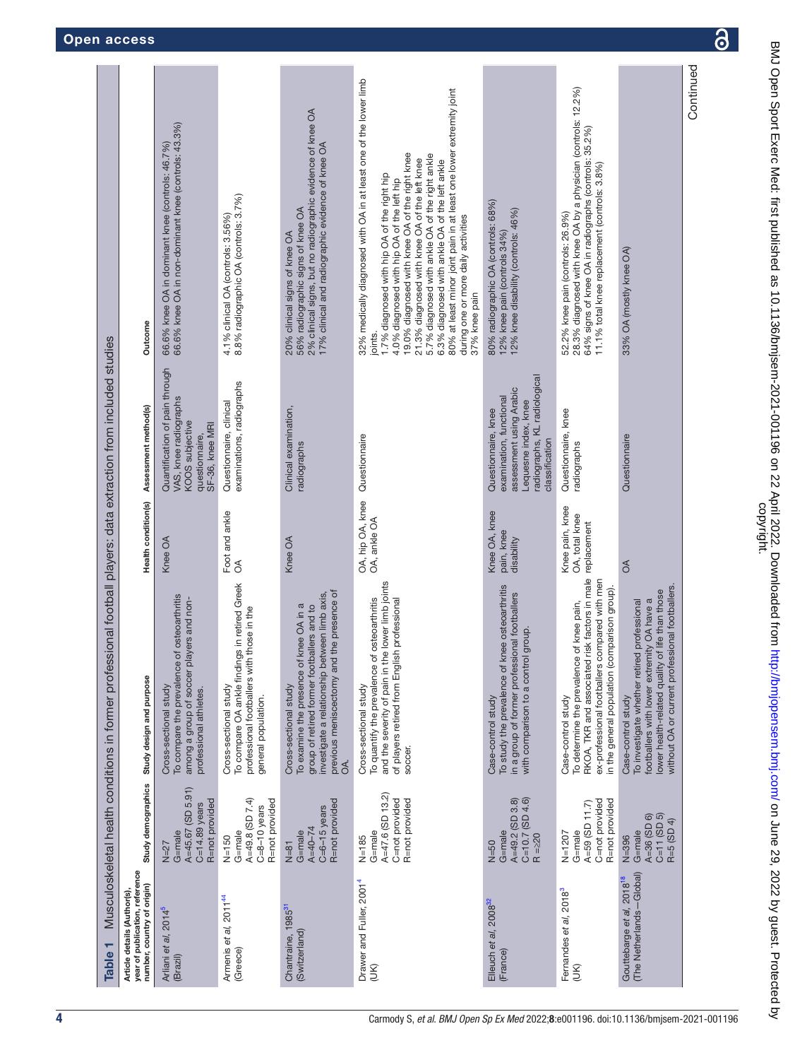**Table 1** Musculoskeletal health conditions in former professional football players: data extraction from included studies

| Article details (Author(s), year of publication, reference number, country of origin) | Study demographics | Study design and purpose | Health condition(s) | Assessment method(s) | Outcome |
|---|---|---|---|---|---|
| Arliani *et al*, 2014[5] (Brazil) | N=27<br>G=male<br>A=45.67 (SD 5.91)<br>C=14.89 years<br>R=not provided | Cross-sectional study<br>To compare the prevalence of osteoarthritis among a group of soccer players and non-professional athletes. | Knee OA | Quantification of pain through VAS, knee radiographs KOOS subjective questionnaire, SF-36, knee MRI | 66.6% knee OA in dominant knee (controls: 46.7%)<br>66.6% knee OA in non-dominant knee (controls: 43.3%) |
| Armenis *et al*, 2011[44] (Greece) | N=150<br>G=male<br>A=49.8 (SD 7.4)<br>C=8–10 years<br>R=not provided | Cross-sectional study<br>To compare OA ankle findings in retired Greek professional footballers with those in the general population. | Foot and ankle OA | Questionnaire, clinical examinations, radiographs | 4.1% clinical OA (controls: 3.56%)<br>8.8% radiographic OA (controls: 3.7%) |
| Chantraine, 1985[31] (Switzerland) | N=81<br>G=male<br>A=40–74<br>C=6–15 years<br>R=not provided | Cross-sectional study<br>To examine the presence of knee OA in a group of retired former footballers and to investigate a relationship between limb axis, previous meniscectomy and the presence of OA. | Knee OA | Clinical examination, radiographs | 20% clinical signs of knee OA<br>56% radiographic signs of knee OA<br>2% clinical signs, but no radiographic evidence of knee OA<br>17% clinical and radiographic evidence of knee OA |
| Drawer and Fuller, 2001[4] (UK) | N=185<br>G=male<br>A=47.6 (SD 13.2)<br>C=not provided<br>R=not provided | Cross-sectional study<br>To quantify the prevalence of osteoarthritis and the severity of pain in the lower limb joints of players retired from English professional soccer. | OA, hip OA, knee OA, ankle OA | Questionnaire | 32% medically diagnosed with OA in at least one of the lower limb joints.<br>1.7% diagnosed with hip OA of the right hip<br>4.0% diagnosed with hip OA of the left hip<br>19.0% diagnosed with knee OA of the right knee<br>21.3% diagnosed with knee OA of the left knee<br>5.7% diagnosed with ankle OA of the right ankle<br>6.3% diagnosed with ankle OA of the left ankle<br>80% at least minor joint pain in at least one lower extremity joint during one or more daily activities<br>37% knee pain |
| Elleuch *et al*, 2008[32] (France) | N=50<br>G=male<br>A=49.2 (SD 3.8)<br>C=10.7 (SD 4.6)<br>R =≥20 | Case-control study<br>To study the prevalence of knee osteoarthritis in a group of former professional footballers with comparison to a control group. | Knee OA, knee pain, knee disability | Questionnaire, knee examination, functional assessment using Arabic Lequesne index, knee radiographs, KL radiological classification | 80% radiographic OA (controls: 68%)<br>12% knee pain (controls 34%)<br>12% knee disability (controls: 46%) |
| Fernandes *et al*, 2018[3] (UK) | N=1207<br>G=male<br>A=59 (SD 11.7)<br>C=not provided<br>R=not provided | Case-control study<br>To determine the prevalence of knee pain, RKOA, TKR and associated risk factors in male ex-professional footballers compared with men in the general population (comparison group). | Knee pain, knee OA, total knee replacement | Questionnaire, knee radiographs | 52.2% knee pain (controls: 26.9%)<br>28.3% diagnosed with knee OA by a physician (controls: 12.2%)<br>64% signs of knee OA in radiographs (controls: 35.2%)<br>11.1% total knee replacement (controls: 3.8%) |
| Gouttebarge *et al*, 2018[18] (The Netherlands—Global) | N=396<br>G=male<br>A=36 (SD 6)<br>C=11 (SD 5)<br>R=5 (SD 4) | Case-control study<br>To investigate whether retired professional footballers with lower extremity OA have a lower health-related quality of life than those without OA or current professional footballers. | OA | Questionnaire | 33% OA (mostly knee OA) |

Continued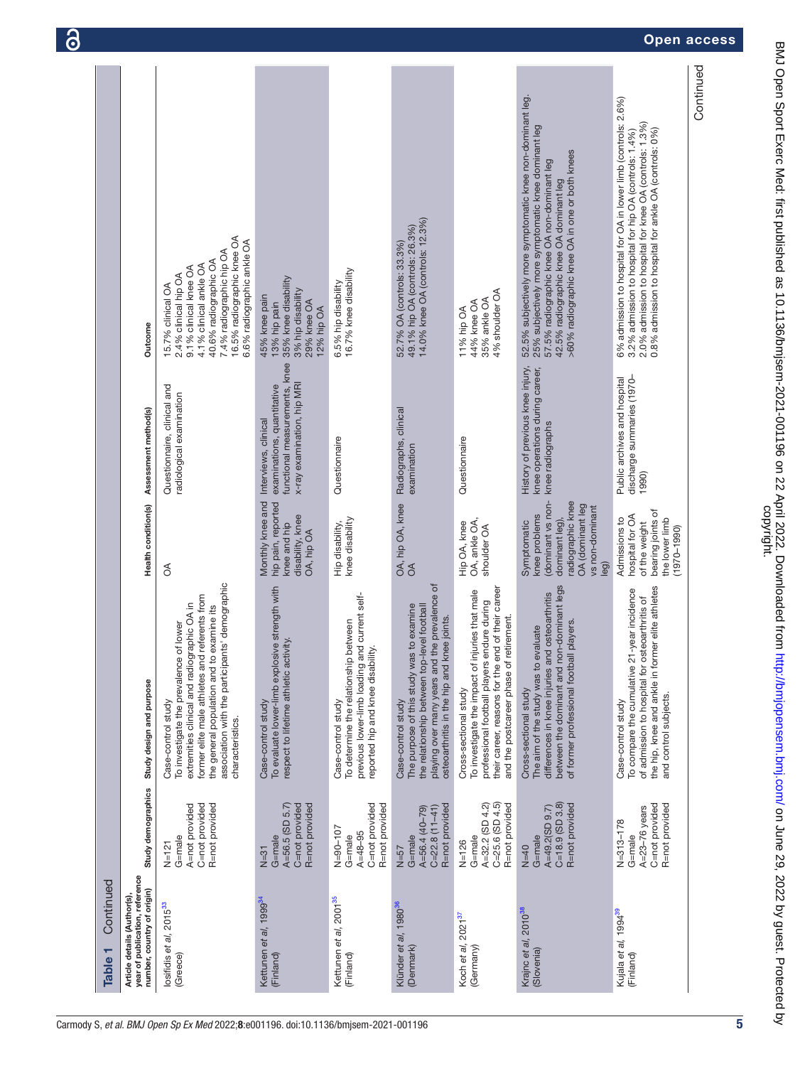**Table 1** Continued

| Article details (Author(s), year of publication, reference number, country of origin) | Study demographics | Study design and purpose | Health condition(s) | Assessment method(s) | Outcome |
|---|---|---|---|---|---|
| Iosifidis *et al*, 2015[33] (Greece) | N=121<br>G=male<br>A=not provided<br>C=not provided<br>R=not provided | Case-control study<br>To investigate the prevalence of lower extremities clinical and radiographic OA in former elite male athletes and referents from the general population and to examine its association with the participants' demographic characteristics. | OA | Questionnaire, clinical and radiological examination | 15.7% clinical OA<br>2.4% clinical hip OA<br>9.1% clinical knee OA<br>4.1% clinical ankle OA<br>40.6% radiographic OA<br>7.4% radiographic hip OA<br>16.5% radiographic knee OA<br>6.6% radiographic ankle OA |
| Kettunen *et al*, 1999[34] (Finland) | N=31<br>G=male<br>A=56.5 (SD 5.7)<br>C=not provided<br>R=not provided | Case-control study<br>To evaluate lower-limb explosive strength with respect to lifetime athletic activity. | Monthly knee and hip pain, reported knee and hip disability, knee OA, hip OA | Interviews, clinical examinations, quantitative functional measurements, knee x-ray examination, hip MRI | 45% knee pain<br>13% hip pain<br>35% knee disability<br>3% hip disability<br>29% knee OA<br>12% hip OA |
| Kettunen *et al*, 2001[35] (Finland) | N=90–107<br>G=male<br>A=48–95<br>C=not provided<br>R=not provided | Case-control study<br>To determine the relationship between previous lower-limb loading and current self-reported hip and knee disability. | Hip disability, knee disability | Questionnaire | 6.5% hip disability<br>16.7% knee disability |
| Klünder *et al*, 1980[36] (Denmark) | N=57<br>G=male<br>A=56.4 (40–79)<br>C=22.8 (11–41)<br>R=not provided | Case-control study<br>The purpose of this study was to examine the relationship between top-level football playing over many years and the prevalence of osteoarthritis in the hip and knee joints. | OA, hip OA, knee OA | Radiographs, clinical examination | 52.7% OA (controls: 33.3%)<br>49.1% hip OA (controls: 26.3%)<br>14.0% knee OA (controls: 12.3%) |
| Koch *et al*, 2021[37] (Germany) | N=126<br>G=male<br>A=32.2 (SD 4.2)<br>C=25.6 (SD 4.5)<br>R=not provided | Cross-sectional study<br>To investigate the impact of injuries that male professional football players endure during their career, reasons for the end of their career and the postcareer phase of retirement. | Hip OA, knee OA, ankle OA, shoulder OA | Questionnaire | 11% hip OA<br>44% knee OA<br>35% ankle OA<br>4% shoulder OA |
| Krajnc *et al*, 2010[38] (Slovenia) | N=40<br>G=male<br>A=49.2(SD 9.7)<br>C=18.9 (SD 3.8)<br>R=not provided | Cross-sectional study<br>The aim of the study was to evaluate differences in knee injuries and osteoarthritis between the dominant and non-dominant legs of former professional football players. | Symptomatic knee problems (dominant vs non-dominant leg), radiographic knee OA (dominant leg vs non-dominant leg) | History of previous knee injury, knee operations during career, knee radiographs | 52.5% subjectively more symptomatic knee non-dominant leg.<br>25% subjectively more symptomatic knee dominant leg<br>57.5% radiographic knee OA non-dominant leg<br>42.5% radiographic knee OA dominant leg<br>>60% radiographic knee OA in one or both knees |
| Kujala *et al*, 1994[39] (Finland) | N=313–178<br>G=male<br>A=23–76 years<br>C=not provided<br>R=not provided | Case-control study<br>To compare the cumulative 21-year incidence of admission to hospital for osteoarthritis of the hip, knee and ankle in former elite athletes and control subjects. | Admissions to hospital for OA of the weight bearing joints of the lower limb (1970–1990) | Public archives and hospital discharge summaries (1970–1990) | 6% admission to hospital for OA in lower limb (controls: 2.6%)<br>3.2% admission to hospital for hip OA (controls: 1.4%)<br>2.0% admission to hospital for knee OA (controls: 1.3%)<br>0.8% admission to hospital for ankle OA (controls: 0%) |

Continued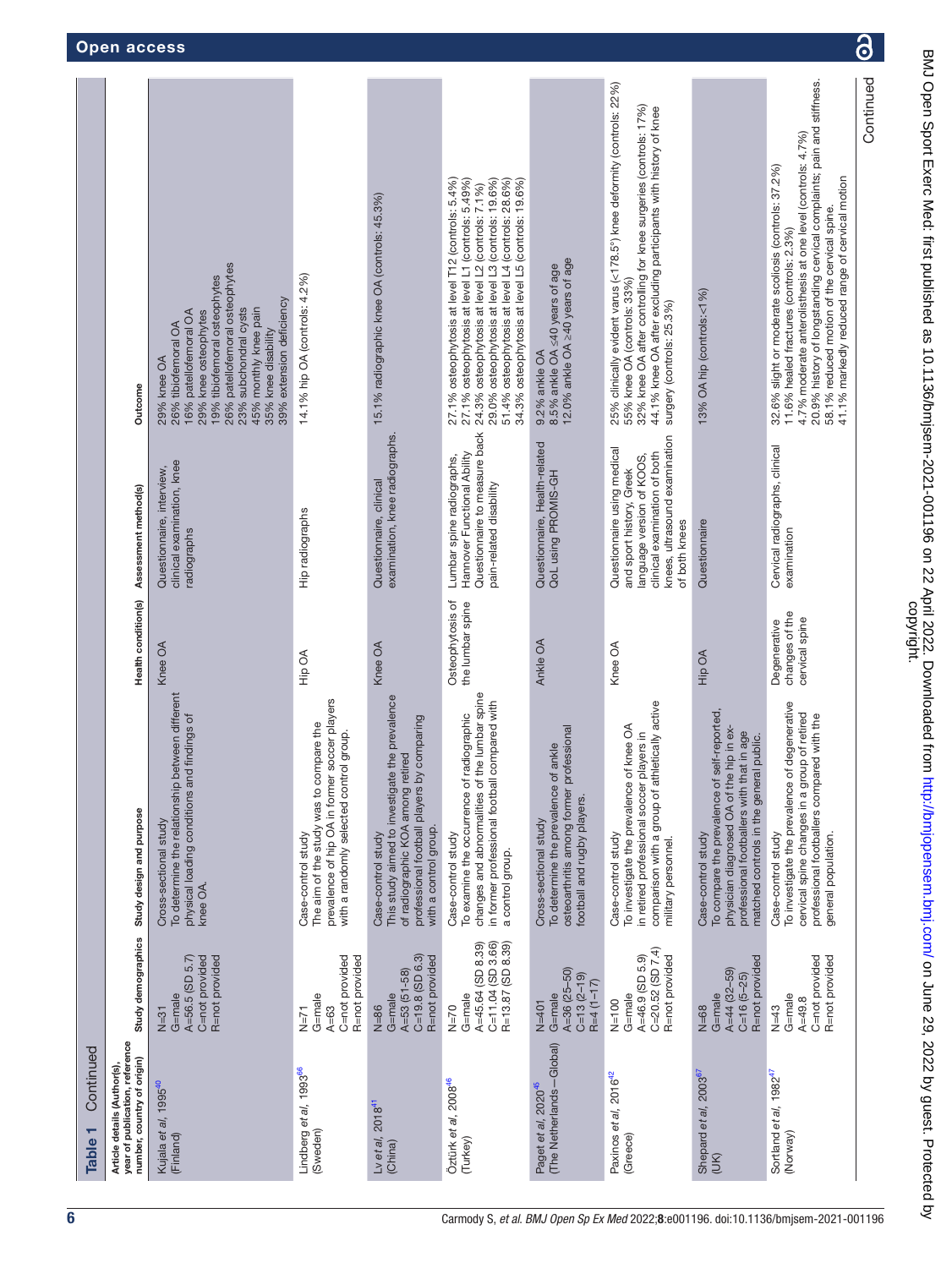**Table 1** Continued

| Article details (Author(s), year of publication, reference number, country of origin) | Study demographics | Study design and purpose | Health condition(s) | Assessment method(s) | Outcome |
|---|---|---|---|---|---|
| Kujala *et al*, 1995[40] (Finland) | N=31<br>G=male<br>A=56.5 (SD 5.7)<br>C=not provided<br>R=not provided | Cross-sectional study<br>To determine the relationship between different physical loading conditions and findings of knee OA. | Knee OA | Questionnaire, interview, clinical examination, knee radiographs | 29% knee OA<br>26% tibiofemoral OA<br>16% patellofemoral OA<br>29% knee osteophytes<br>19% tibiofemoral osteophytes<br>26% patellofemoral osteophytes<br>23% subchondral cysts<br>45% monthly knee pain<br>35% knee disability<br>39% extension deficiency |
| Lindberg *et al*, 1993[66] (Sweden) | N=71<br>G=male<br>A=63<br>C=not provided<br>R=not provided | Case-control study<br>The aim of the study was to compare the prevalence of hip OA in former soccer players with a randomly selected control group. | Hip OA | Hip radiographs | 14.1% hip OA (controls: 4.2%) |
| Lv *et al*, 2018[41] (China) | N=86<br>G=male<br>A=53 (51-58)<br>C=19.8 (SD 6.3)<br>R=not provided | Case-control study<br>This study aimed to investigate the prevalence of radiographic KOA among retired professional football players by comparing with a control group. | Knee OA | Questionnaire, clinical examination, knee radiographs. | 15.1% radiographic knee OA (controls: 45.3%) |
| Öztürk *et al*, 2008[46] (Turkey) | N=70<br>G=male<br>A=45.64 (SD 8.39)<br>C=11.04 (SD 3.66)<br>R=13.87 (SD 8.39) | Case-control study<br>To examine the occurrence of radiographic changes and abnormalities of the lumbar spine in former professional football compared with a control group. | Osteophytosis of the lumbar spine | Lumbar spine radiographs, Hannover Functional Ability Questionnaire to measure back pain-related disability | 27.1% osteophytosis at level T12 (controls: 5.4%)<br>27.1% osteophytosis at level L1 (controls: 5.49%)<br>24.3% osteophytosis at level L2 (controls: 7.1%)<br>29.0% osteophytosis at level L3 (controls: 19.6%)<br>51.4% osteophytosis at level L4 (controls: 28.6%)<br>34.3% osteophytosis at level L5 (controls: 19.6%) |
| Paget *et al*, 2020[45] (The Netherlands—Global) | N=401<br>G=male<br>A=36 (25–50)<br>C=13 (2–19)<br>R=4 (1–17) | Cross-sectional study<br>To determine the prevalence of ankle osteoarthritis among former professional football and rugby players. | Ankle OA | Questionnaire, Health-related QoL using PROMIS-GH | 9.2% ankle OA<br>8.5% ankle OA <40 years of age<br>12.0% ankle OA ≥40 years of age |
| Paxinos *et al*, 2016[42] (Greece) | N=100<br>G=male<br>A=46.9 (SD 5.9)<br>C=20.52 (SD 7.4)<br>R=not provided | Case-control study<br>To investigate the prevalence of knee OA in retired professional soccer players in comparison with a group of athletically active military personnel. | Knee OA | Questionnaire using medical and sport history, Greek language version of KOOS, clinical examination of both knees, ultrasound examination of both knees | 25% clinically evident varus (<178.5°) knee deformity (controls: 22%)<br>55% knee OA (controls: 33%)<br>32% knee OA after controlling for knee surgeries (controls: 17%)<br>44.1% knee OA after excluding participants with history of knee surgery (controls: 25.3%) |
| Shepard *et al*, 2003[67] (UK) | N=68<br>G=male<br>A=44 (32–59)<br>C=16 (5–25)<br>R=not provided | Case-control study<br>To compare the prevalence of self-reported, physician diagnosed OA of the hip in ex-professional footballers with that in age matched controls in the general public. | Hip OA | Questionnaire | 13% OA hip (controls:<1%) |
| Sortland *et al*, 1982[47] (Norway) | N=43<br>G=male<br>A=49.8<br>C=not provided<br>R=not provided | Case-control study<br>To investigate the prevalence of degenerative cervical spine changes in a group of retired professional footballers compared with the general population. | Degenerative changes of the cervical spine | Cervical radiographs, clinical examination | 32.6% slight or moderate scoliosis (controls: 37.2%)<br>11.6% healed fractures (controls: 2.3%)<br>4.7% moderate anterolisthesis at one level (controls: 4.7%)<br>20.9% history of longstanding cervical complaints; pain and stiffness.<br>58.1% reduced motion of the cervical spine.<br>41.1% markedly reduced range of cervical motion |

Continued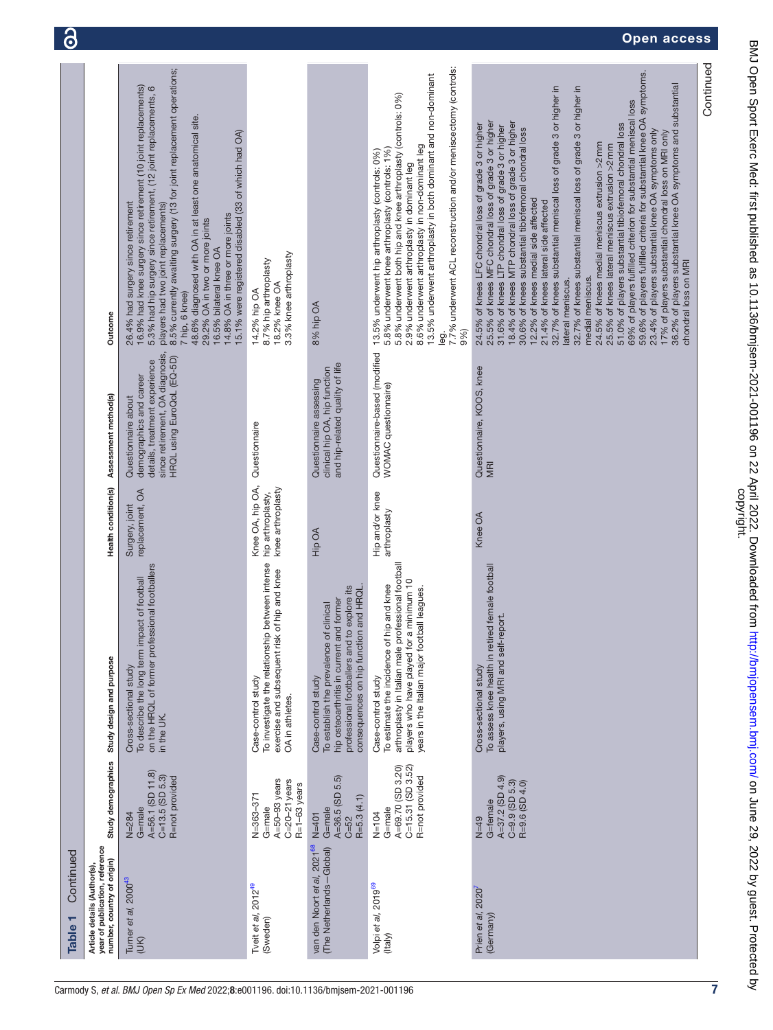Table 1 Continued

| Article details (Author(s), year of publication, reference number, country of origin) | Study demographics | Study design and purpose | Health condition(s) | Assessment method(s) | Outcome |
|---|---|---|---|---|---|
| Turner *et al*, 2000[43] (UK) | N=284<br>G=male<br>A=56.1 (SD 11.8)<br>C=13.5 (SD 5.3)<br>R=not provided | Cross-sectional study<br>To describe the long term impact of football on the HRQL of former professional footballers in the UK. | Surgery, joint replacement, OA | Questionnaire about demographics and career details, treatment experience since retirement, OA diagnosis, HRQL using EuroQoL (EQ-5D) | 26.4% had surgery since retirement<br>16.9% had knee surgery since retirement (10 joint replacements)<br>5.3% had hip surgery since retirement, (12 joint replacements, 6 players had two joint replacements)<br>8.5% currently awaiting surgery (13 for joint replacement operations; 7 hip, 6 knee)<br>48.6% diagnosed with OA in at least one anatomical site.<br>29.2% OA in two or more joints<br>16.5% bilateral knee OA<br>14.8% OA in three or more joints<br>15.1% were registered disabled (33 of which had OA) |
| Tveit *et al*, 2012[49] (Sweden) | N=363–371<br>G=male<br>A=50–93 years<br>C=20–21 years<br>R=1–63 years | Case-control study<br>To investigate the relationship between intense exercise and subsequent risk of hip and knee OA in athletes. | Knee OA, hip OA, hip arthroplasty, knee arthroplasty | Questionnaire | 14.2% hip OA<br>8.7% hip arthroplasty<br>18.2% knee OA<br>3.3% knee arthroplasty |
| van den Noort *et al*, 2021[68] (The Netherlands—Global) | N=401<br>G=male<br>A=36.5 (SD 5.5)<br>C=52<br>R=5.3 (4.1) | Case-control study<br>To establish the prevalence of clinical hip osteoarthritis in current and former professional footballers and to explore its consequences on hip function and HRQL. | Hip OA | Questionnaire assessing clinical hip OA, hip function and hip-related quality of life | 8% hip OA |
| Volpi *et al*, 2019[69] (Italy) | N=104<br>G=male<br>A=69.70 (SD 3.20)<br>C=15.31 (SD 3.52)<br>R=not provided | Case-control study<br>To estimate the incidence of hip and knee arthroplasty in Italian male professional football players who have played for a minimum 10 years in the Italian major football leagues. | Hip and/or knee arthroplasty | Questionnaire-based (modified WOMAC questionnaire) | 13.5% underwent hip arthroplasty (controls: 0%)<br>5.8% underwent knee arthroplasty (controls: 1%)<br>5.8% underwent both hip and knee arthroplasty (controls: 0%)<br>2.9% underwent arthroplasty in dominant leg<br>8.6% underwent arthroplasty in non-dominant leg<br>13.5% underwent arthroplasty in both dominant and non-dominant leg.<br>7.7% underwent ACL reconstruction and/or meniscectomy (controls: 9%) |
| Prien *et al*, 2020[7] (Germany) | N=49<br>G=female<br>A=37.2 (SD 4.9)<br>C=9.9 (SD 5.3)<br>R=9.6 (SD 4.0) | Cross-sectional study<br>To assess knee health in retired female football players, using MRI and self-report. | Knee OA | Questionnaire, KOOS, knee MRI | 24.5% of knees LFC chondral loss of grade 3 or higher<br>25.5% of knees MFC chondral loss of grade 3 or higher<br>31.6% of knees LTP chondral loss of grade 3 or higher<br>18.4% of knees MTP chondral loss of grade 3 or higher<br>30.6% of knees substantial tibiofemoral chondral loss<br>12.2% of knees medial side affected<br>21.4% of knees lateral side affected<br>32.7% of knees substantial meniscal loss of grade 3 or higher in lateral meniscus.<br>32.7% of knees substantial meniscal loss of grade 3 or higher in medial meniscus.<br>24.5% of knees medial meniscus extrusion >2 mm<br>25.5% of knees lateral meniscus extrusion >2 mm<br>51.0% of players substantial tibiofemoral chondral loss<br>69% of players fulfilled criterion for substantial meniscal loss<br>59.6% of players fulfilled criteria for substantial knee OA symptoms.<br>23.4% of players substantial knee OA symptoms only<br>17% of players substantial chondral loss on MRI only<br>36.2% of players substantial knee OA symptoms and substantial chondral loss on MRI |

Continued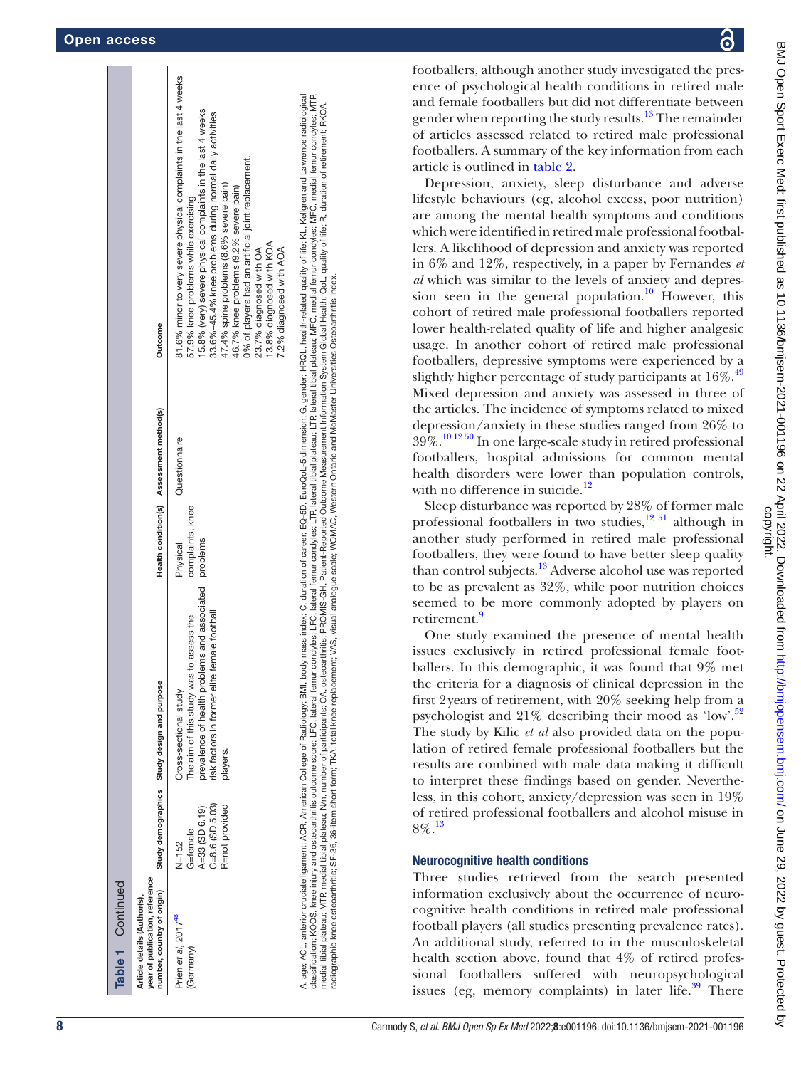**Table 1** Continued

| Article details (Author(s), year of publication, reference number, country of origin) | Study demographics | Study design and purpose | Health condition(s) | Assessment method(s) | Outcome |
|---|---|---|---|---|---|
| Prien *et al*, 2017[48] (Germany) | N=152<br>G=female<br>A=33 (SD 6.19)<br>C=8.6 (SD 5.03)<br>R=not provided | Cross-sectional study<br>The aim of this study was to assess the prevalence of health problems and associated risk factors in former elite female football players. | Physical complaints, knee problems | Questionnaire | 81.6% minor to very severe physical complaints in the last 4 weeks<br>57.9% knee problems while exercising<br>15.8% (very) severe physical complaints in the last 4 weeks<br>33.6%–45.4% knee problems during normal daily activities<br>47.4% spine problems (8.6% severe pain)<br>46.7% knee problems (9.2% severe pain)<br>0% of players had an artificial joint replacement.<br>23.7% diagnosed with OA<br>13.8% diagnosed with KOA<br>7.2% diagnosed with AOA |

A, age; ACL, anterior cruciate ligament; ACR, American College of Radiology; BMI, body mass index; C, duration of career; EQ-5D, EuroQoL-5 dimension; G, gender; HRQL, health-related quality of life; KL, Kellgren and Lawrence radiological classification; KOOS, knee injury and osteoarthritis outcome score; LFC, lateral femur condyles; LTP, lateral tibial plateau; MFC, medial femur condyles; MTP, medial tibial plateau; N/n, number of participants; OA, osteoarthritis; PROMIS-GH, Patient-Reported Outcome Measurement Information System Global Health; QoL, quality of life; R, duration of retirement; RKOA, radiographic knee osteoarthritis; SF-36, 36-item short form; TKA, total knee replacement; VAS, visual analogue scale; WOMAC, Western Ontario and McMaster Universities Osteoarthritis Index.

footballers, although another study investigated the presence of psychological health conditions in retired male and female footballers but did not differentiate between gender when reporting the study results.[13] The remainder of articles assessed related to retired male professional footballers. A summary of the key information from each article is outlined in table 2.

Depression, anxiety, sleep disturbance and adverse lifestyle behaviours (eg, alcohol excess, poor nutrition) are among the mental health symptoms and conditions which were identified in retired male professional footballers. A likelihood of depression and anxiety was reported in 6% and 12%, respectively, in a paper by Fernandes *et al* which was similar to the levels of anxiety and depression seen in the general population.[10] However, this cohort of retired male professional footballers reported lower health-related quality of life and higher analgesic usage. In another cohort of retired male professional footballers, depressive symptoms were experienced by a slightly higher percentage of study participants at 16%.[49] Mixed depression and anxiety was assessed in three of the articles. The incidence of symptoms related to mixed depression/anxiety in these studies ranged from 26% to 39%.[10,12,50] In one large-scale study in retired professional footballers, hospital admissions for common mental health disorders were lower than population controls, with no difference in suicide.[12]

Sleep disturbance was reported by 28% of former male professional footballers in two studies,[12,51] although in another study performed in retired male professional footballers, they were found to have better sleep quality than control subjects.[13] Adverse alcohol use was reported to be as prevalent as 32%, while poor nutrition choices seemed to be more commonly adopted by players on retirement.[9]

One study examined the presence of mental health issues exclusively in retired professional female footballers. In this demographic, it was found that 9% met the criteria for a diagnosis of clinical depression in the first 2 years of retirement, with 20% seeking help from a psychologist and 21% describing their mood as 'low'.[52] The study by Kilic *et al* also provided data on the population of retired female professional footballers but the results are combined with male data making it difficult to interpret these findings based on gender. Nevertheless, in this cohort, anxiety/depression was seen in 19% of retired professional footballers and alcohol misuse in 8%.[13]

## Neurocognitive health conditions

Three studies retrieved from the search presented information exclusively about the occurrence of neurocognitive health conditions in retired male professional football players (all studies presenting prevalence rates). An additional study, referred to in the musculoskeletal health section above, found that 4% of retired professional footballers suffered with neuropsychological issues (eg, memory complaints) in later life.[39] There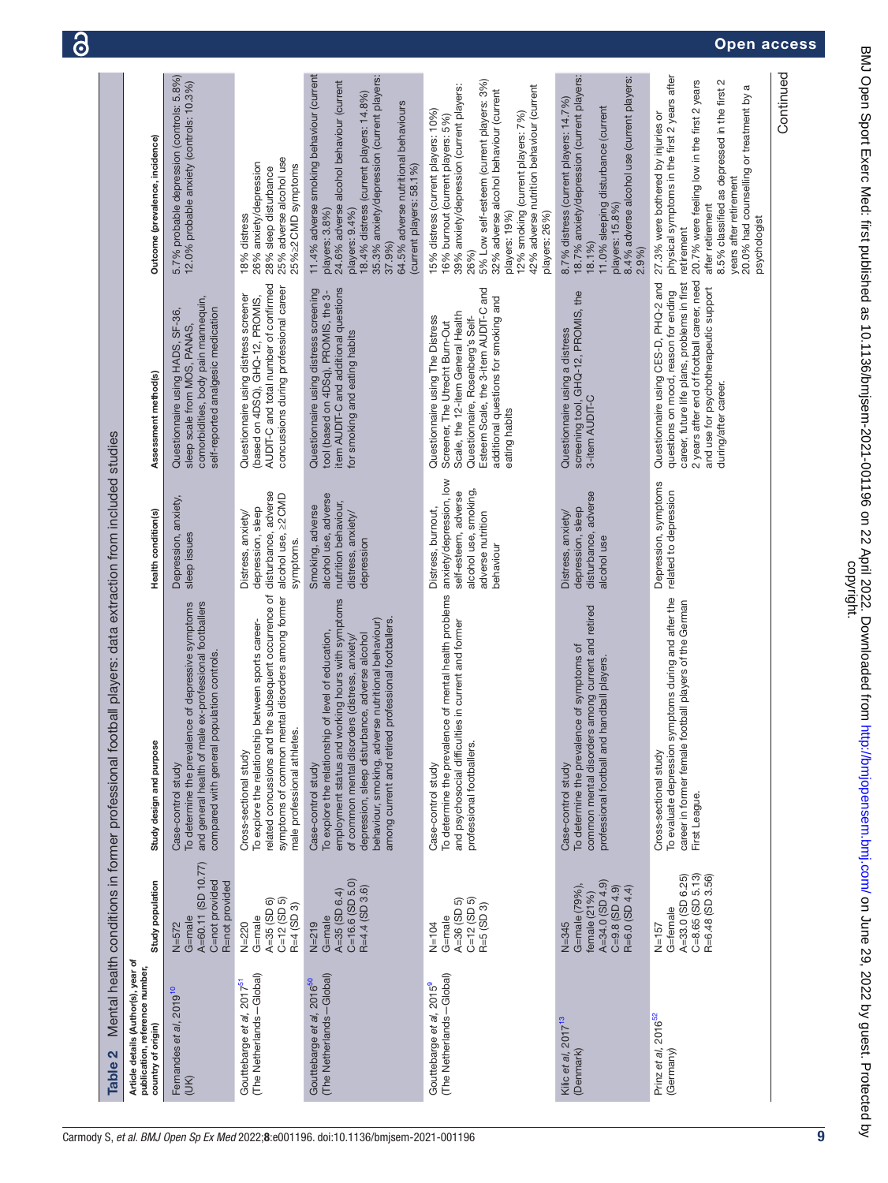**Table 2** Mental health conditions in former professional football players: data extraction from included studies

| Article details (Author(s), year of publication, reference number, country of origin) | Study population | Study design and purpose | Health condition(s) | Assessment method(s) | Outcome (prevalence, incidence) |
|---|---|---|---|---|---|
| Fernandes *et al*, 2019[10] (UK) | N=572<br>G=male<br>A=60.11 (SD 10.77)<br>C=not provided<br>R=not provided | Case-control study<br>To determine the prevalence of depressive symptoms and general health of male ex-professional footballers compared with general population controls. | Depression, anxiety, sleep issues | Questionnaire using HADS, SF-36, sleep scale from MOS, PANAS, comorbidities, body pain mannequin, self-reported analgesic medication | 5.7% probable depression (controls: 5.8%)<br>12.0% probable anxiety (controls: 10.3%) |
| Gouttebarge *et al*, 2017[51] (The Netherlands—Global) | N=220<br>G=male<br>A=35 (SD 6)<br>C=12 (SD 5)<br>R=4 (SD 3) | Cross-sectional study<br>To explore the relationship between sports career-related concussions and the subsequent occurrence of symptoms of common mental disorders among former male professional athletes. | Distress, anxiety/depression, sleep disturbance, adverse alcohol use, ≥2CMD symptoms. | Questionnaire using distress screener (based on 4DSQ), GHQ-12, PROMIS, AUDIT-C and total number of confirmed concussions during professional career | 18% distress<br>26% anxiety/depression<br>28% sleep disturbance<br>25% adverse alcohol use<br>25%≥2CMD symptoms |
| Gouttebarge *et al*, 2016[50] (The Netherlands—Global) | N=219<br>G=male<br>A=35 (SD 6.4)<br>C=16.6 (SD 5.0)<br>R=4.4 (SD 3.6) | Case-control study<br>To explore the relationship of level of education, employment status and working hours with symptoms of common mental disorders (distress, anxiety/depression, sleep disturbance, adverse alcohol behaviour; smoking, adverse nutritional behaviour) among current and retired professional footballers. | Smoking, adverse alcohol use, adverse nutrition behaviour, distress, anxiety/depression | Questionnaire using distress screening tool (based on 4DSq), PROMIS, the 3-item AUDIT-C and additional questions for smoking and eating habits | 11.4% adverse smoking behaviour (current players: 3.8%)<br>24.6% adverse alcohol behaviour (current players: 9.4%)<br>18.4% distress (current players: 14.8%)<br>35.3% anxiety/depression (current players: 37.9%)<br>64.5% adverse nutritional behaviours (current players: 58.1%) |
| Gouttebarge *et al*, 2015[9] (The Netherlands—Global) | N=104<br>G=male<br>A=36 (SD 5)<br>C=12 (SD 5)<br>R=5 (SD 3) | Case-control study<br>To determine the prevalence of mental health problems and psychosocial difficulties in current and former professional footballers. | Distress, burnout, anxiety/depression, low self-esteem, adverse alcohol use, smoking, adverse nutrition behaviour | Questionnaire using The Distress Screener, The Utrecht Burn-Out Scale, the 12-item General Health Questionnaire, Rosenberg's Self-Esteem Scale, the 3-item AUDIT-C and additional questions for smoking and eating habits | 15% distress (current players: 10%)<br>16% burnout (current players: 5%)<br>39% anxiety/depression (current players: 26%)<br>5% Low self-esteem (current players: 3%)<br>32% adverse alcohol behaviour (current players: 19%)<br>12% smoking (current players: 7%)<br>42% adverse nutrition behaviour (current players: 26%) |
| Kilic *et al*, 2017[13] (Denmark) | N=345<br>G=male (79%), female (21%)<br>A=34.0 (SD 4.9)<br>C=9.8 (SD 4.9)<br>R=6.0 (SD 4.4) | Case-control study<br>To determine the prevalence of symptoms of common mental disorders among current and retired professional football and handball players. | Distress, anxiety/depression, sleep disturbance, adverse alcohol use | Questionnaire using a distress screening tool, GHQ-12, PROMIS, the 3-item AUDIT-C | 8.7% distress (current players: 14.7%)<br>18.7% anxiety/depression (current players: 18.1%)<br>11.0% sleeping disturbance (current players: 15.8%)<br>8.4% adverse alcohol use (current players: 2.9%) |
| Prinz *et al*, 2016[52] (Germany) | N=157<br>G=female<br>A=33.0 (SD 6.25)<br>C=8.65 (SD 5.13)<br>R=6.48 (SD 3.56) | Cross-sectional study<br>To evaluate depression symptoms during and after the career in former female football players of the German First League. | Depression, symptoms related to depression | Questionnaire using CES-D, PHQ-2 and questions on mood, reason for ending career, future life plans, problems in first 2 years after end of football career, need and use for psychotherapeutic support during/after career. | 27.3% were bothered by injuries or physical symptoms in the first 2 years after retirement<br>20.7% were feeling low in the first 2 years after retirement<br>8.5% classified as depressed in the first 2 years after retirement<br>20.0% had counselling or treatment by a psychologist |

Continued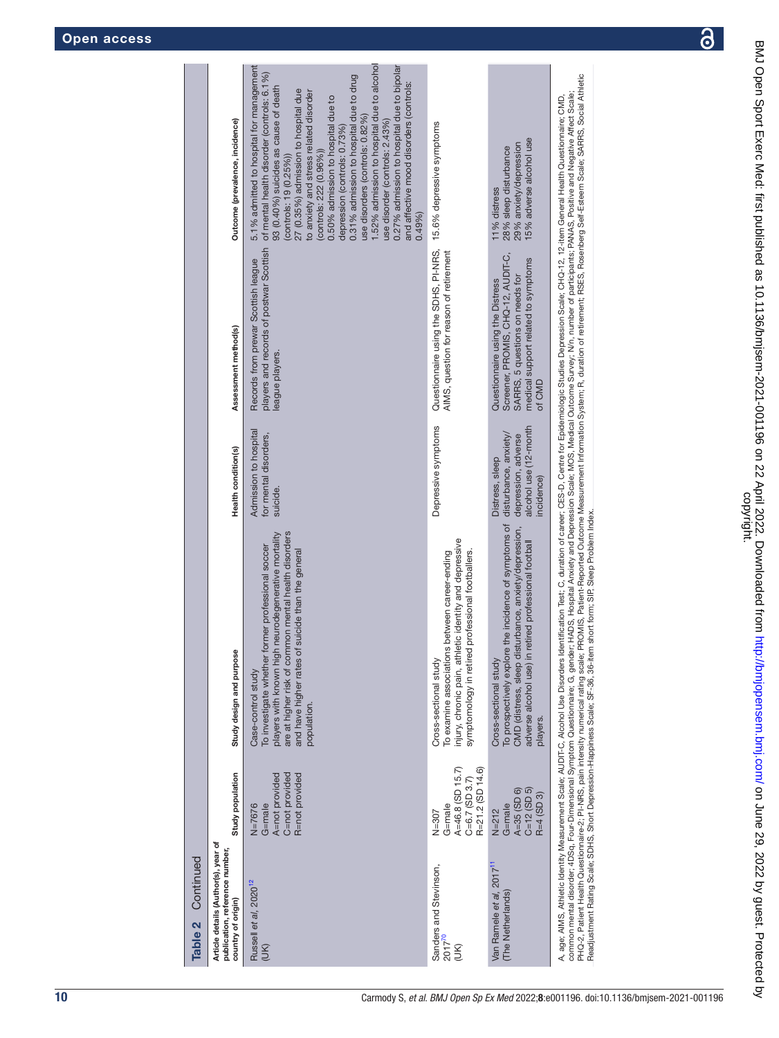**Table 2** Continued

| Article details (Author(s), year of publication, reference number, country of origin) | Study population | Study design and purpose | Health condition(s) | Assessment method(s) | Outcome (prevalence, incidence) |
|---|---|---|---|---|---|
| Russell *et al*, 2020[12] (UK) | N=7676<br>G=male<br>A=not provided<br>C=not provided<br>R=not provided | Case-control study<br>To investigate whether former professional soccer players with known high neurodegenerative mortality are at higher risk of common mental health disorders and have higher rates of suicide than the general population. | Admission to hospital for mental disorders, suicide. | Records from prewar Scottish league players and records of postwar Scottish league players. | 5.1% admitted to hospital for management of mental health disorder (controls: 6.1%)<br>93 (0.40%) suicides as cause of death (controls: 19 (0.25%))<br>27 (0.35%) admission to hospital due to anxiety and stress related disorder (controls: 222 (0.96%))<br>0.50% admission to hospital due to depression (controls: 0.73%)<br>0.31% admission to hospital due to drug use disorders (controls: 0.82%)<br>1.52% admission to hospital due to alcohol use disorder (controls: 2.43%)<br>0.27% admission to hospital due to bipolar and affective mood disorders (controls: 0.49%) |
| Sanders and Stevinson, 2017[70] (UK) | N=307<br>G=male<br>A=46.8 (SD 15.7)<br>C=6.7 (SD 3.7)<br>R=21.2 (SD 14.6) | Cross-sectional study<br>To examine associations between career-ending injury, chronic pain, athletic identity and depressive symptomatology in retired professional footballers. | Depressive symptoms | Questionnaire using the SDHS, PI-NRS, AIMS, question for reason of retirement | 15.6% depressive symptoms |
| Van Ramele *et al*, 2017[11] (The Netherlands) | N=212<br>G=male<br>A=35 (SD 6)<br>C=12 (SD 5)<br>R=4 (SD 3) | Cross-sectional study<br>To prospectively explore the incidence of symptoms of CMD (distress, sleep disturbance, anxiety/depression, adverse alcohol use) in retired professional football players. | Distress, sleep disturbance, anxiety/depression, adverse alcohol use (12-month incidence) | Questionnaire using the Distress Screener, PROMIS, CHQ-12, AUDIT-C, SARRS, 5 questions on needs for medical support related to symptoms of CMD | 11% distress<br>28% sleep disturbance<br>29% anxiety/depression<br>15% adverse alcohol use |

A, age; AIMS, Athletic Identity Measurement Scale; AUDIT-C, Alcohol Use Disorders Identification Test; C, duration of career; CES-D, Centre for Epidemiologic Studies Depression Scale; CHQ-12, 12-item General Health Questionnaire; CMD, common mental disorder; 4DSq, Four-Dimensional Symptom Questionnaire; G, gender; HADS, Hospital Anxiety and Depression Scale; MOS, Medical Outcome Survey; N/n, number of participants; PANAS, Positive and Negative Affect Scale; PHQ-2, Patient Health Questionnaire-2; PI-NRS, pain intensity numerical rating scale; PROMIS, Patient-Reported Outcome Measurement Information System; R, duration of retirement; RSES, Rosenberg Self-Esteem Scale; SARRS, Social Athletic Readjustment Rating Scale; SDHS, Short Depression-Happiness Scale; SF-36, 36-item short form; SIP, Sleep Problem Index.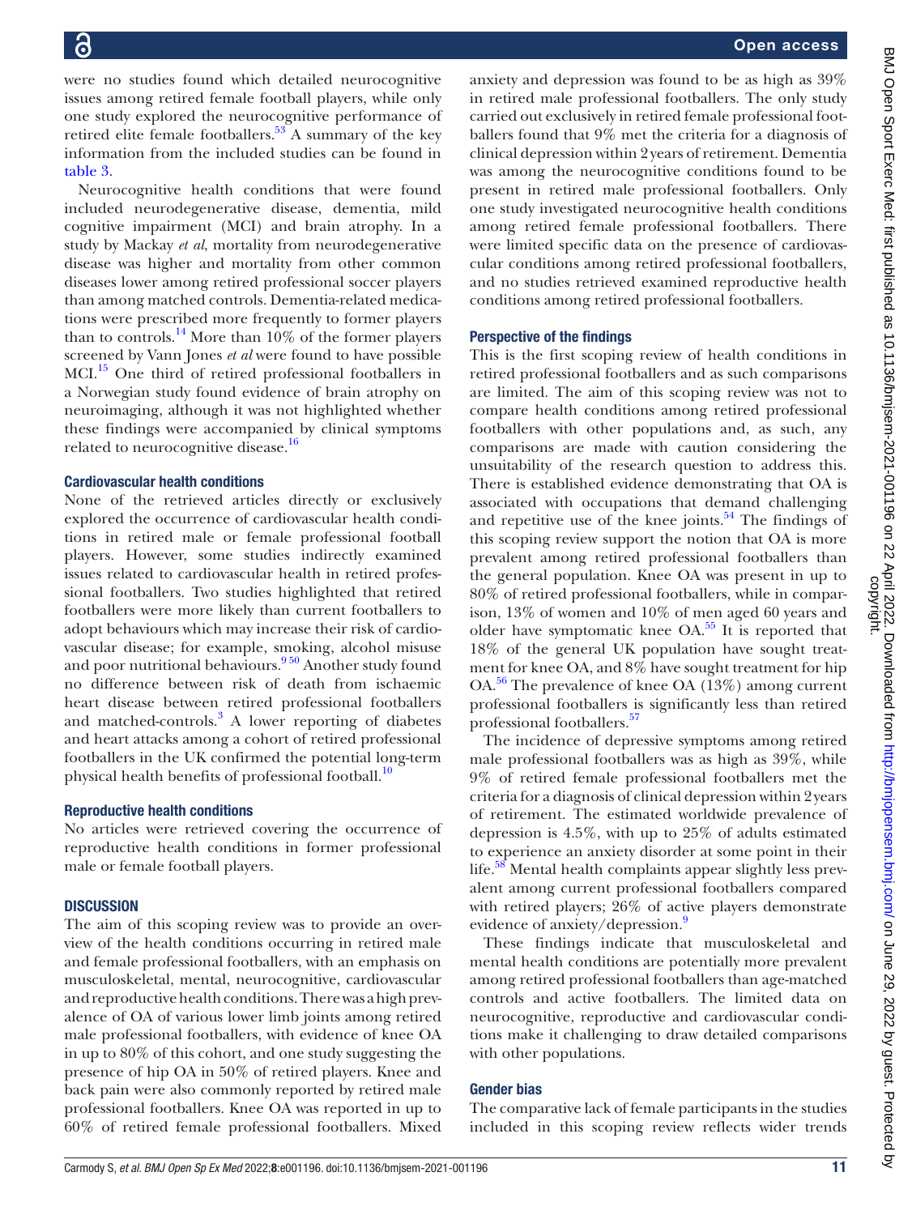were no studies found which detailed neurocognitive issues among retired female football players, while only one study explored the neurocognitive performance of retired elite female footballers.[53] A summary of the key information from the included studies can be found in table 3.

Neurocognitive health conditions that were found included neurodegenerative disease, dementia, mild cognitive impairment (MCI) and brain atrophy. In a study by Mackay *et al*, mortality from neurodegenerative disease was higher and mortality from other common diseases lower among retired professional soccer players than among matched controls. Dementia-related medications were prescribed more frequently to former players than to controls.[14] More than 10% of the former players screened by Vann Jones *et al* were found to have possible MCI.[15] One third of retired professional footballers in a Norwegian study found evidence of brain atrophy on neuroimaging, although it was not highlighted whether these findings were accompanied by clinical symptoms related to neurocognitive disease.[16]

### Cardiovascular health conditions

None of the retrieved articles directly or exclusively explored the occurrence of cardiovascular health conditions in retired male or female professional football players. However, some studies indirectly examined issues related to cardiovascular health in retired professional footballers. Two studies highlighted that retired footballers were more likely than current footballers to adopt behaviours which may increase their risk of cardiovascular disease; for example, smoking, alcohol misuse and poor nutritional behaviours.[9 50] Another study found no difference between risk of death from ischaemic heart disease between retired professional footballers and matched-controls.[3] A lower reporting of diabetes and heart attacks among a cohort of retired professional footballers in the UK confirmed the potential long-term physical health benefits of professional football.[10]

### Reproductive health conditions

No articles were retrieved covering the occurrence of reproductive health conditions in former professional male or female football players.

## DISCUSSION

The aim of this scoping review was to provide an overview of the health conditions occurring in retired male and female professional footballers, with an emphasis on musculoskeletal, mental, neurocognitive, cardiovascular and reproductive health conditions. There was a high prevalence of OA of various lower limb joints among retired male professional footballers, with evidence of knee OA in up to 80% of this cohort, and one study suggesting the presence of hip OA in 50% of retired players. Knee and back pain were also commonly reported by retired male professional footballers. Knee OA was reported in up to 60% of retired female professional footballers. Mixed anxiety and depression was found to be as high as 39% in retired male professional footballers. The only study carried out exclusively in retired female professional footballers found that 9% met the criteria for a diagnosis of clinical depression within 2 years of retirement. Dementia was among the neurocognitive conditions found to be present in retired male professional footballers. Only one study investigated neurocognitive health conditions among retired female professional footballers. There were limited specific data on the presence of cardiovascular conditions among retired professional footballers, and no studies retrieved examined reproductive health conditions among retired professional footballers.

### Perspective of the findings

This is the first scoping review of health conditions in retired professional footballers and as such comparisons are limited. The aim of this scoping review was not to compare health conditions among retired professional footballers with other populations and, as such, any comparisons are made with caution considering the unsuitability of the research question to address this. There is established evidence demonstrating that OA is associated with occupations that demand challenging and repetitive use of the knee joints.[54] The findings of this scoping review support the notion that OA is more prevalent among retired professional footballers than the general population. Knee OA was present in up to 80% of retired professional footballers, while in comparison, 13% of women and 10% of men aged 60 years and older have symptomatic knee OA.[55] It is reported that 18% of the general UK population have sought treatment for knee OA, and 8% have sought treatment for hip OA.[56] The prevalence of knee OA (13%) among current professional footballers is significantly less than retired professional footballers.[57]

The incidence of depressive symptoms among retired male professional footballers was as high as 39%, while 9% of retired female professional footballers met the criteria for a diagnosis of clinical depression within 2 years of retirement. The estimated worldwide prevalence of depression is 4.5%, with up to 25% of adults estimated to experience an anxiety disorder at some point in their life.[58] Mental health complaints appear slightly less prevalent among current professional footballers compared with retired players; 26% of active players demonstrate evidence of anxiety/depression.[9]

These findings indicate that musculoskeletal and mental health conditions are potentially more prevalent among retired professional footballers than age-matched controls and active footballers. The limited data on neurocognitive, reproductive and cardiovascular conditions make it challenging to draw detailed comparisons with other populations.

### Gender bias

The comparative lack of female participants in the studies included in this scoping review reflects wider trends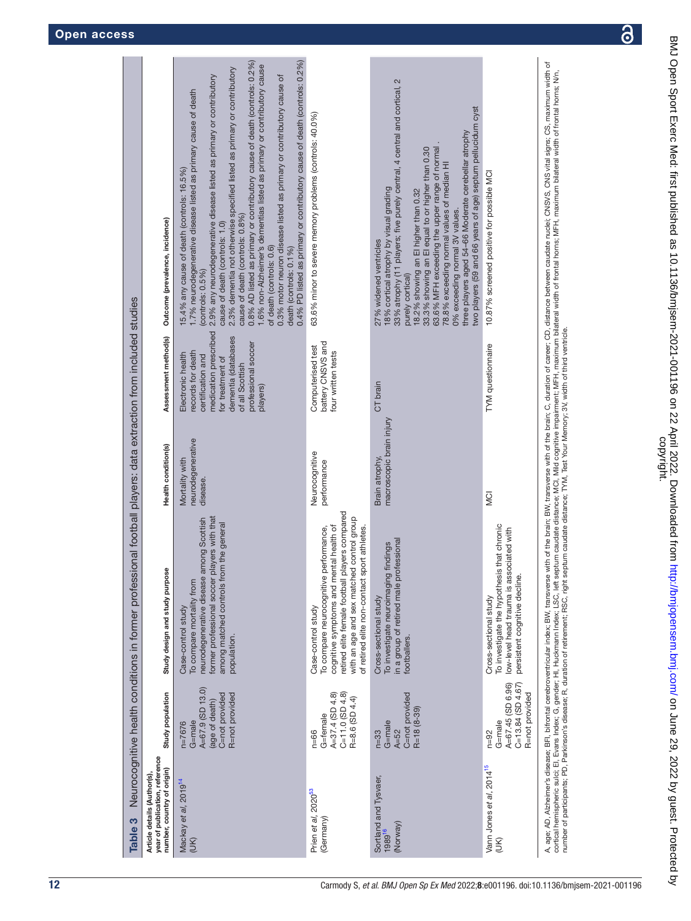**Table 3** Neurocognitive health conditions in former professional football players: data extraction from included studies

| Article details (Author(s), year of publication, reference number, country of origin) | Study population | Study design and study purpose | Health condition(s) | Assessment method(s) | Outcome (prevalence, incidence) |
|---|---|---|---|---|---|
| Mackay *et al*, 2019[14] (UK) | n=7676<br>G=male<br>A=67.9 (SD 13.0) (age of death)<br>C=not provided<br>R=not provided | Case-control study<br>To compare mortality from neurodegenerative disease among Scottish former professional soccer players with that among matched controls from the general population. | Mortality with neurodegenerative disease. | Electronic health records for death certification and medication prescribed for treatment of dementia (databases of all Scottish professional soccer players) | 15.4% any cause of death (controls: 16.5%)<br>1.7% neurodegenerative disease listed as primary cause of death (controls: 0.5%)<br>2.9% any neurodegenerative disease listed as primary or contributory cause of death (controls: 1.0)<br>2.3% dementia not otherwise specified listed as primary or contributory cause of death (controls: 0.8%)<br>0.8% AD listed as primary or contributory cause of death (controls: 0.2%)<br>1.6% non-Alzheimer's dementias listed as primary or contributory cause of death (controls: 0.6)<br>0.3% motor neuron disease listed as primary or contributory cause of death (controls: 0.1%)<br>0.4% PD listed as primary or contributory cause of death (controls: 0.2%) |
| Prien *et al*, 2020[53] (Germany) | n=66<br>G=female<br>A=37.4 (SD 4.8)<br>C=11.0 (SD 4.8)<br>R=8.6 (SD 4.4) | Case-control study<br>To compare neurocognitive performance, cognitive symptoms and mental health of retired elite female football players compared with an age and sex matched control group of retired elite non-contact sport athletes. | Neurocognitive performance | Computerised test battery CNSVS and four written tests | 63.6% minor to severe memory problems (controls: 40.0%) |
| Sortland and Tysvaer, 1989[16] (Norway) | n=33<br>G=male<br>A=52<br>C=not provided<br>R=18 (8-39) | Cross-sectional study<br>To investigate neuroimaging findings in a group of retired male professional footballers. | Brain atrophy, macroscopic brain injury | CT brain | 27% widened ventricles<br>18% cortical atrophy by visual grading<br>33% atrophy (11 players; five purely central, 4 central and cortical, 2 purely cortical)<br>18.2% showing an EI higher than 0.32<br>33.3% showing an EI equal to or higher than 0.30<br>63.6% MFH exceeding the upper range of normal .<br>78.8% exceeding normal values of median HI<br>0% exceeding normal 3V values.<br>three players aged 54–66 Moderate cerebellar atrophy<br>two players (59 and 66 years of age) septum pellucidum cyst |
| Vann Jones *et al*, 2014[15] (UK) | n=92<br>G=male<br>A=67.45 (SD 6.96)<br>C=13.84 (SD 4.67)<br>R=not provided | Cross-sectional study<br>To investigate the hypothesis that chronic low-level head trauma is associated with persistent cognitive decline. | MCI | TYM questionnaire | 10.87% screened positive for possible MCI |

A, age; AD, Alzheimer's disease; BFI, bifrontal cerebroventricular index; BW, transverse with of the brain; BW, transverse width of the brain; C, duration of career; CD, distance between caudate nuclei; CNSVS, CNS vital signs; CS, maximum width of cortical hemispheric sulci; EI, Evans Index; G, gender; HI, Huckmann Index; LSC, left septum caudate distance; MCI, Mild cognitive impairment; MFH, maximum bilateral width of frontal horns; MFH, maximum bilateral width of frontal horns; N/n, number of participants; PD, Parkinson's disease; R, duration of retirement; RSC, right septum caudate distance; TYM, Test Your Memory; 3V, width of third ventricle.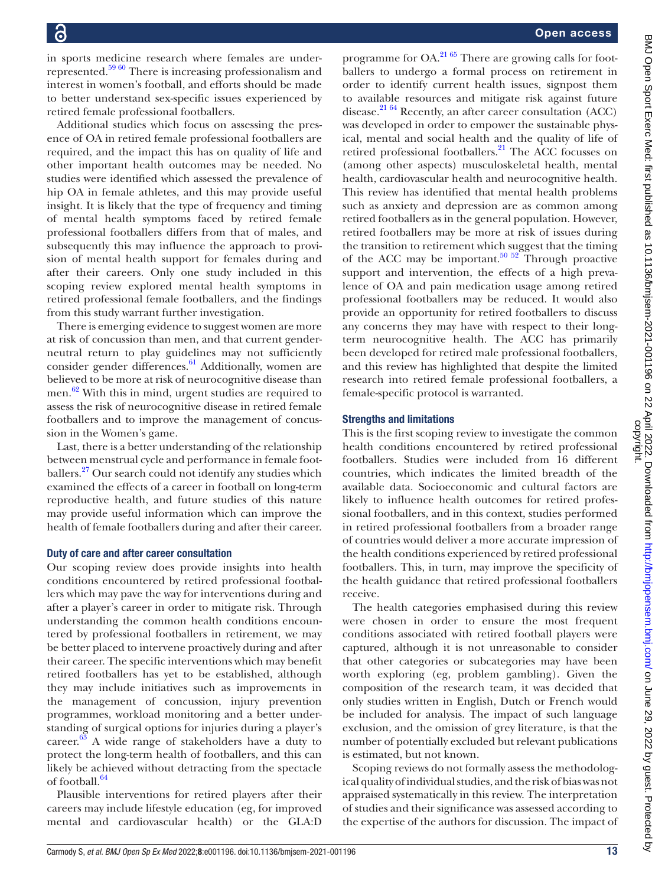in sports medicine research where females are underrepresented.[59 60] There is increasing professionalism and interest in women's football, and efforts should be made to better understand sex-specific issues experienced by retired female professional footballers.

Additional studies which focus on assessing the presence of OA in retired female professional footballers are required, and the impact this has on quality of life and other important health outcomes may be needed. No studies were identified which assessed the prevalence of hip OA in female athletes, and this may provide useful insight. It is likely that the type of frequency and timing of mental health symptoms faced by retired female professional footballers differs from that of males, and subsequently this may influence the approach to provision of mental health support for females during and after their careers. Only one study included in this scoping review explored mental health symptoms in retired professional female footballers, and the findings from this study warrant further investigation.

There is emerging evidence to suggest women are more at risk of concussion than men, and that current gender-neutral return to play guidelines may not sufficiently consider gender differences.[61] Additionally, women are believed to be more at risk of neurocognitive disease than men.[62] With this in mind, urgent studies are required to assess the risk of neurocognitive disease in retired female footballers and to improve the management of concussion in the Women's game.

Last, there is a better understanding of the relationship between menstrual cycle and performance in female footballers.[27] Our search could not identify any studies which examined the effects of a career in football on long-term reproductive health, and future studies of this nature may provide useful information which can improve the health of female footballers during and after their career.

## Duty of care and after career consultation

Our scoping review does provide insights into health conditions encountered by retired professional footballers which may pave the way for interventions during and after a player's career in order to mitigate risk. Through understanding the common health conditions encountered by professional footballers in retirement, we may be better placed to intervene proactively during and after their career. The specific interventions which may benefit retired footballers has yet to be established, although they may include initiatives such as improvements in the management of concussion, injury prevention programmes, workload monitoring and a better understanding of surgical options for injuries during a player's career.[63] A wide range of stakeholders have a duty to protect the long-term health of footballers, and this can likely be achieved without detracting from the spectacle of football.[64]

Plausible interventions for retired players after their careers may include lifestyle education (eg, for improved mental and cardiovascular health) or the GLA:D programme for OA.[21 65] There are growing calls for footballers to undergo a formal process on retirement in order to identify current health issues, signpost them to available resources and mitigate risk against future disease.[21 64] Recently, an after career consultation (ACC) was developed in order to empower the sustainable physical, mental and social health and the quality of life of retired professional footballers.[21] The ACC focusses on (among other aspects) musculoskeletal health, mental health, cardiovascular health and neurocognitive health. This review has identified that mental health problems such as anxiety and depression are as common among retired footballers as in the general population. However, retired footballers may be more at risk of issues during the transition to retirement which suggest that the timing of the ACC may be important.[50 52] Through proactive support and intervention, the effects of a high prevalence of OA and pain medication usage among retired professional footballers may be reduced. It would also provide an opportunity for retired footballers to discuss any concerns they may have with respect to their long-term neurocognitive health. The ACC has primarily been developed for retired male professional footballers, and this review has highlighted that despite the limited research into retired female professional footballers, a female-specific protocol is warranted.

## Strengths and limitations

This is the first scoping review to investigate the common health conditions encountered by retired professional footballers. Studies were included from 16 different countries, which indicates the limited breadth of the available data. Socioeconomic and cultural factors are likely to influence health outcomes for retired professional footballers, and in this context, studies performed in retired professional footballers from a broader range of countries would deliver a more accurate impression of the health conditions experienced by retired professional footballers. This, in turn, may improve the specificity of the health guidance that retired professional footballers receive.

The health categories emphasised during this review were chosen in order to ensure the most frequent conditions associated with retired football players were captured, although it is not unreasonable to consider that other categories or subcategories may have been worth exploring (eg, problem gambling). Given the composition of the research team, it was decided that only studies written in English, Dutch or French would be included for analysis. The impact of such language exclusion, and the omission of grey literature, is that the number of potentially excluded but relevant publications is estimated, but not known.

Scoping reviews do not formally assess the methodological quality of individual studies, and the risk of bias was not appraised systematically in this review. The interpretation of studies and their significance was assessed according to the expertise of the authors for discussion. The impact of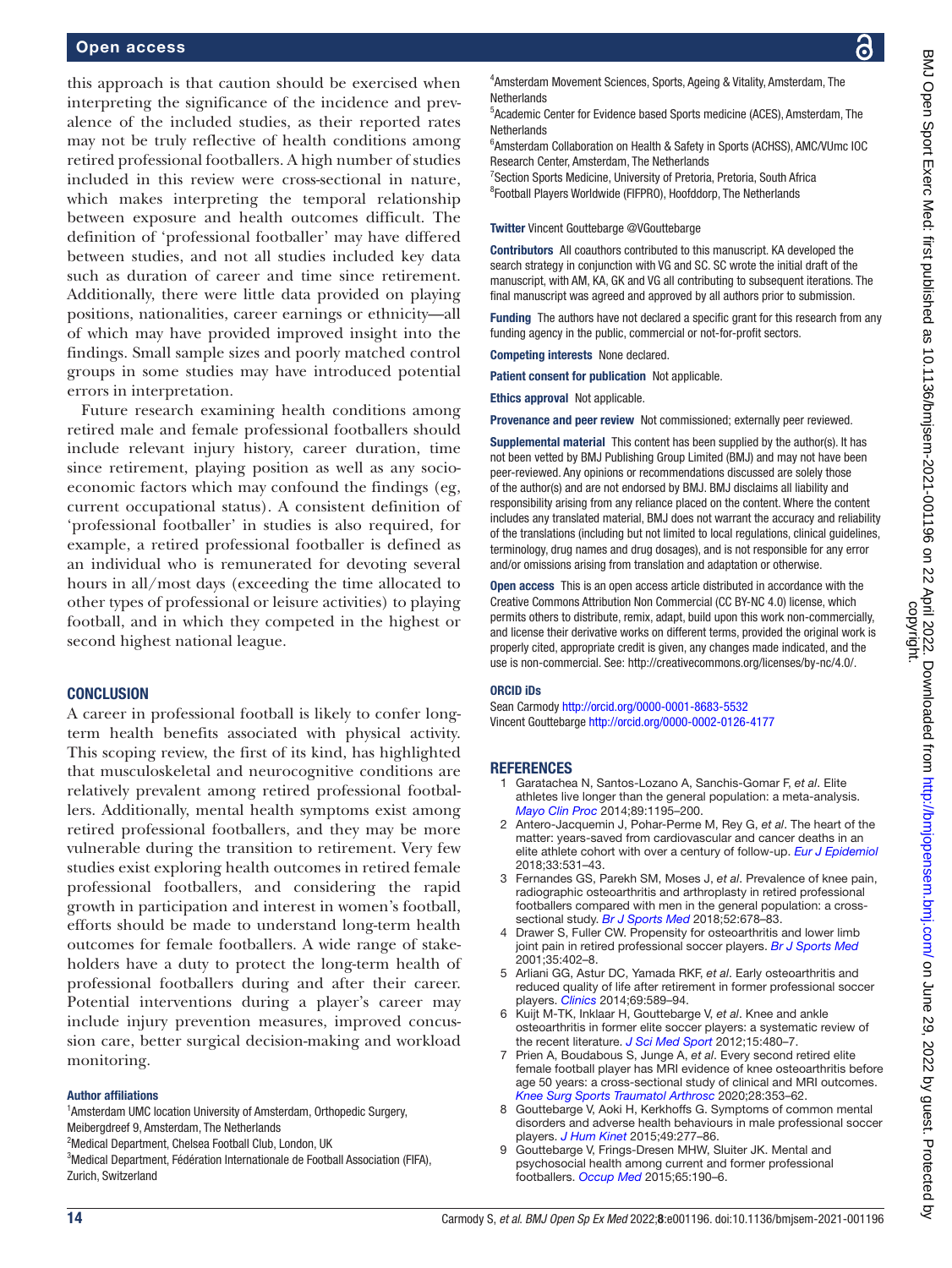this approach is that caution should be exercised when interpreting the significance of the incidence and prevalence of the included studies, as their reported rates may not be truly reflective of health conditions among retired professional footballers. A high number of studies included in this review were cross-sectional in nature, which makes interpreting the temporal relationship between exposure and health outcomes difficult. The definition of 'professional footballer' may have differed between studies, and not all studies included key data such as duration of career and time since retirement. Additionally, there were little data provided on playing positions, nationalities, career earnings or ethnicity—all of which may have provided improved insight into the findings. Small sample sizes and poorly matched control groups in some studies may have introduced potential errors in interpretation.

Future research examining health conditions among retired male and female professional footballers should include relevant injury history, career duration, time since retirement, playing position as well as any socio-economic factors which may confound the findings (eg, current occupational status). A consistent definition of 'professional footballer' in studies is also required, for example, a retired professional footballer is defined as an individual who is remunerated for devoting several hours in all/most days (exceeding the time allocated to other types of professional or leisure activities) to playing football, and in which they competed in the highest or second highest national league.

## CONCLUSION

A career in professional football is likely to confer long-term health benefits associated with physical activity. This scoping review, the first of its kind, has highlighted that musculoskeletal and neurocognitive conditions are relatively prevalent among retired professional footballers. Additionally, mental health symptoms exist among retired professional footballers, and they may be more vulnerable during the transition to retirement. Very few studies exist exploring health outcomes in retired female professional footballers, and considering the rapid growth in participation and interest in women's football, efforts should be made to understand long-term health outcomes for female footballers. A wide range of stakeholders have a duty to protect the long-term health of professional footballers during and after their career. Potential interventions during a player's career may include injury prevention measures, improved concussion care, better surgical decision-making and workload monitoring.

**Author affiliations**

[1]Amsterdam UMC location University of Amsterdam, Orthopedic Surgery, Meibergdreef 9, Amsterdam, The Netherlands
[2]Medical Department, Chelsea Football Club, London, UK
[3]Medical Department, Fédération Internationale de Football Association (FIFA), Zurich, Switzerland
[4]Amsterdam Movement Sciences, Sports, Ageing & Vitality, Amsterdam, The Netherlands
[5]Academic Center for Evidence based Sports medicine (ACES), Amsterdam, The Netherlands
[6]Amsterdam Collaboration on Health & Safety in Sports (ACHSS), AMC/VUmc IOC Research Center, Amsterdam, The Netherlands
[7]Section Sports Medicine, University of Pretoria, Pretoria, South Africa
[8]Football Players Worldwide (FIFPRO), Hoofddorp, The Netherlands

**Twitter** Vincent Gouttebarge @VGouttebarge

**Contributors** All coauthors contributed to this manuscript. KA developed the search strategy in conjunction with VG and SC. SC wrote the initial draft of the manuscript, with AM, KA, GK and VG all contributing to subsequent iterations. The final manuscript was agreed and approved by all authors prior to submission.

**Funding** The authors have not declared a specific grant for this research from any funding agency in the public, commercial or not-for-profit sectors.

**Competing interests** None declared.

**Patient consent for publication** Not applicable.

**Ethics approval** Not applicable.

**Provenance and peer review** Not commissioned; externally peer reviewed.

**Supplemental material** This content has been supplied by the author(s). It has not been vetted by BMJ Publishing Group Limited (BMJ) and may not have been peer-reviewed. Any opinions or recommendations discussed are solely those of the author(s) and are not endorsed by BMJ. BMJ disclaims all liability and responsibility arising from any reliance placed on the content. Where the content includes any translated material, BMJ does not warrant the accuracy and reliability of the translations (including but not limited to local regulations, clinical guidelines, terminology, drug names and drug dosages), and is not responsible for any error and/or omissions arising from translation and adaptation or otherwise.

**Open access** This is an open access article distributed in accordance with the Creative Commons Attribution Non Commercial (CC BY-NC 4.0) license, which permits others to distribute, remix, adapt, build upon this work non-commercially, and license their derivative works on different terms, provided the original work is properly cited, appropriate credit is given, any changes made indicated, and the use is non-commercial. See: http://creativecommons.org/licenses/by-nc/4.0/.

**ORCID iDs**

Sean Carmody http://orcid.org/0000-0001-8683-5532
Vincent Gouttebarge http://orcid.org/0000-0002-0126-4177

## REFERENCES

1. Garatachea N, Santos-Lozano A, Sanchis-Gomar F, *et al*. Elite athletes live longer than the general population: a meta-analysis. *Mayo Clin Proc* 2014;89:1195–200.
2. Antero-Jacquemin J, Pohar-Perme M, Rey G, *et al*. The heart of the matter: years-saved from cardiovascular and cancer deaths in an elite athlete cohort with over a century of follow-up. *Eur J Epidemiol* 2018;33:531–43.
3. Fernandes GS, Parekh SM, Moses J, *et al*. Prevalence of knee pain, radiographic osteoarthritis and arthroplasty in retired professional footballers compared with men in the general population: a cross-sectional study. *Br J Sports Med* 2018;52:678–83.
4. Drawer S, Fuller CW. Propensity for osteoarthritis and lower limb joint pain in retired professional soccer players. *Br J Sports Med* 2001;35:402–8.
5. Arliani GG, Astur DC, Yamada RKF, *et al*. Early osteoarthritis and reduced quality of life after retirement in former professional soccer players. *Clinics* 2014;69:589–94.
6. Kuijt M-TK, Inklaar H, Gouttebarge V, *et al*. Knee and ankle osteoarthritis in former elite soccer players: a systematic review of the recent literature. *J Sci Med Sport* 2012;15:480–7.
7. Prien A, Boudabous S, Junge A, *et al*. Every second retired elite female football player has MRI evidence of knee osteoarthritis before age 50 years: a cross-sectional study of clinical and MRI outcomes. *Knee Surg Sports Traumatol Arthrosc* 2020;28:353–62.
8. Gouttebarge V, Aoki H, Kerkhoffs G. Symptoms of common mental disorders and adverse health behaviours in male professional soccer players. *J Hum Kinet* 2015;49:277–86.
9. Gouttebarge V, Frings-Dresen MHW, Sluiter JK. Mental and psychosocial health among current and former professional footballers. *Occup Med* 2015;65:190–6.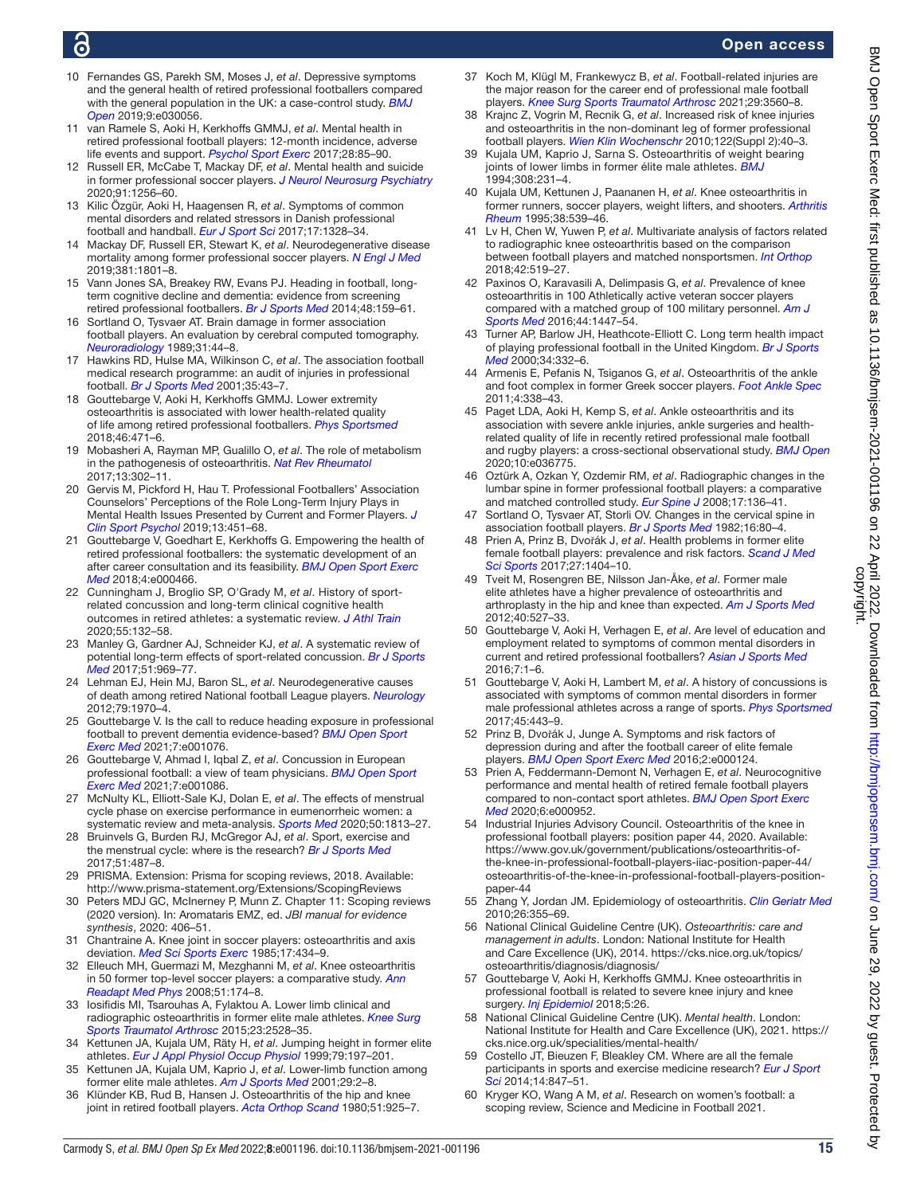10. Fernandes GS, Parekh SM, Moses J, *et al*. Depressive symptoms and the general health of retired professional footballers compared with the general population in the UK: a case-control study. *BMJ Open* 2019;9:e030056.
11. van Ramele S, Aoki H, Kerkhoffs GMMJ, *et al*. Mental health in retired professional football players: 12-month incidence, adverse life events and support. *Psychol Sport Exerc* 2017;28:85–90.
12. Russell ER, McCabe T, Mackay DF, *et al*. Mental health and suicide in former professional soccer players. *J Neurol Neurosurg Psychiatry* 2020;91:1256–60.
13. Kilic Özgür, Aoki H, Haagensen R, *et al*. Symptoms of common mental disorders and related stressors in Danish professional football and handball. *Eur J Sport Sci* 2017;17:1328–34.
14. Mackay DF, Russell ER, Stewart K, *et al*. Neurodegenerative disease mortality among former professional soccer players. *N Engl J Med* 2019;381:1801–8.
15. Vann Jones SA, Breakey RW, Evans PJ. Heading in football, long-term cognitive decline and dementia: evidence from screening retired professional footballers. *Br J Sports Med* 2014;48:159–61.
16. Sortland O, Tysvaer AT. Brain damage in former association football players. An evaluation by cerebral computed tomography. *Neuroradiology* 1989;31:44–8.
17. Hawkins RD, Hulse MA, Wilkinson C, *et al*. The association football medical research programme: an audit of injuries in professional football. *Br J Sports Med* 2001;35:43–7.
18. Gouttebarge V, Aoki H, Kerkhoffs GMMJ. Lower extremity osteoarthritis is associated with lower health-related quality of life among retired professional footballers. *Phys Sportsmed* 2018;46:471–6.
19. Mobasheri A, Rayman MP, Gualillo O, *et al*. The role of metabolism in the pathogenesis of osteoarthritis. *Nat Rev Rheumatol* 2017;13:302–11.
20. Gervis M, Pickford H, Hau T. Professional Footballers' Association Counselors' Perceptions of the Role Long-Term Injury Plays in Mental Health Issues Presented by Current and Former Players. *J Clin Sport Psychol* 2019;13:451–68.
21. Gouttebarge V, Goedhart E, Kerkhoffs G. Empowering the health of retired professional footballers: the systematic development of an after career consultation and its feasibility. *BMJ Open Sport Exerc Med* 2018;4:e000466.
22. Cunningham J, Broglio SP, O'Grady M, *et al*. History of sport-related concussion and long-term clinical cognitive health outcomes in retired athletes: a systematic review. *J Athl Train* 2020;55:132–58.
23. Manley G, Gardner AJ, Schneider KJ, *et al*. A systematic review of potential long-term effects of sport-related concussion. *Br J Sports Med* 2017;51:969–77.
24. Lehman EJ, Hein MJ, Baron SL, *et al*. Neurodegenerative causes of death among retired National football League players. *Neurology* 2012;79:1970–4.
25. Gouttebarge V. Is the call to reduce heading exposure in professional football to prevent dementia evidence-based? *BMJ Open Sport Exerc Med* 2021;7:e001076.
26. Gouttebarge V, Ahmad I, Iqbal Z, *et al*. Concussion in European professional football: a view of team physicians. *BMJ Open Sport Exerc Med* 2021;7:e001086.
27. McNulty KL, Elliott-Sale KJ, Dolan E, *et al*. The effects of menstrual cycle phase on exercise performance in eumenorrheic women: a systematic review and meta-analysis. *Sports Med* 2020;50:1813–27.
28. Bruinvels G, Burden RJ, McGregor AJ, *et al*. Sport, exercise and the menstrual cycle: where is the research? *Br J Sports Med* 2017;51:487–8.
29. PRISMA. Extension: Prisma for scoping reviews, 2018. Available: http://www.prisma-statement.org/Extensions/ScopingReviews
30. Peters MDJ GC, McInerney P, Munn Z. Chapter 11: Scoping reviews (2020 version). In: Aromataris EMZ, ed. *JBI manual for evidence synthesis*, 2020: 406–51.
31. Chantraine A. Knee joint in soccer players: osteoarthritis and axis deviation. *Med Sci Sports Exerc* 1985;17:434–9.
32. Elleuch MH, Guermazi M, Mezghanni M, *et al*. Knee osteoarthritis in 50 former top-level soccer players: a comparative study. *Ann Readapt Med Phys* 2008;51:174–8.
33. Iosifidis MI, Tsarouhas A, Fylaktou A. Lower limb clinical and radiographic osteoarthritis in former elite male athletes. *Knee Surg Sports Traumatol Arthrosc* 2015;23:2528–35.
34. Kettunen JA, Kujala UM, Räty H, *et al*. Jumping height in former elite athletes. *Eur J Appl Physiol Occup Physiol* 1999;79:197–201.
35. Kettunen JA, Kujala UM, Kaprio J, *et al*. Lower-limb function among former elite male athletes. *Am J Sports Med* 2001;29:2–8.
36. Klünder KB, Rud B, Hansen J. Osteoarthritis of the hip and knee joint in retired football players. *Acta Orthop Scand* 1980;51:925–7.
37. Koch M, Klügl M, Frankewycz B, *et al*. Football-related injuries are the major reason for the career end of professional male football players. *Knee Surg Sports Traumatol Arthrosc* 2021;29:3560–8.
38. Krajnc Z, Vogrin M, Recnik G, *et al*. Increased risk of knee injuries and osteoarthritis in the non-dominant leg of former professional football players. *Wien Klin Wochenschr* 2010;122(Suppl 2):40–3.
39. Kujala UM, Kaprio J, Sarna S. Osteoarthritis of weight bearing joints of lower limbs in former élite male athletes. *BMJ* 1994;308:231–4.
40. Kujala UM, Kettunen J, Paananen H, *et al*. Knee osteoarthritis in former runners, soccer players, weight lifters, and shooters. *Arthritis Rheum* 1995;38:539–46.
41. Lv H, Chen W, Yuwen P, *et al*. Multivariate analysis of factors related to radiographic knee osteoarthritis based on the comparison between football players and matched nonsportsmen. *Int Orthop* 2018;42:519–27.
42. Paxinos O, Karavasili A, Delimpasis G, *et al*. Prevalence of knee osteoarthritis in 100 Athletically active veteran soccer players compared with a matched group of 100 military personnel. *Am J Sports Med* 2016;44:1447–54.
43. Turner AP, Barlow JH, Heathcote-Elliott C. Long term health impact of playing professional football in the United Kingdom. *Br J Sports Med* 2000;34:332–6.
44. Armenis E, Pefanis N, Tsiganos G, *et al*. Osteoarthritis of the ankle and foot complex in former Greek soccer players. *Foot Ankle Spec* 2011;4:338–43.
45. Paget LDA, Aoki H, Kemp S, *et al*. Ankle osteoarthritis and its association with severe ankle injuries, ankle surgeries and health-related quality of life in recently retired professional male football and rugby players: a cross-sectional observational study. *BMJ Open* 2020;10:e036775.
46. Öztürk A, Ozkan Y, Ozdemir RM, *et al*. Radiographic changes in the lumbar spine in former professional football players: a comparative and matched controlled study. *Eur Spine J* 2008;17:136–41.
47. Sortland O, Tysvaer AT, Storli OV. Changes in the cervical spine in association football players. *Br J Sports Med* 1982;16:80–4.
48. Prien A, Prinz B, Dvořák J, *et al*. Health problems in former elite female football players: prevalence and risk factors. *Scand J Med Sci Sports* 2017;27:1404–10.
49. Tveit M, Rosengren BE, Nilsson Jan-Åke, *et al*. Former male elite athletes have a higher prevalence of osteoarthritis and arthroplasty in the hip and knee than expected. *Am J Sports Med* 2012;40:527–33.
50. Gouttebarge V, Aoki H, Verhagen E, *et al*. Are level of education and employment related to symptoms of common mental disorders in current and retired professional footballers? *Asian J Sports Med* 2016;7:1–6.
51. Gouttebarge V, Aoki H, Lambert M, *et al*. A history of concussions is associated with symptoms of common mental disorders in former male professional athletes across a range of sports. *Phys Sportsmed* 2017;45:443–9.
52. Prinz B, Dvořák J, Junge A. Symptoms and risk factors of depression during and after the football career of elite female players. *BMJ Open Sport Exerc Med* 2016;2:e000124.
53. Prien A, Feddermann-Demont N, Verhagen E, *et al*. Neurocognitive performance and mental health of retired female football players compared to non-contact sport athletes. *BMJ Open Sport Exerc Med* 2020;6:e000952.
54. Industrial Injuries Advisory Council. Osteoarthritis of the knee in professional football players: position paper 44, 2020. Available: https://www.gov.uk/government/publications/osteoarthritis-of-the-knee-in-professional-football-players-iiac-position-paper-44/osteoarthritis-of-the-knee-in-professional-football-players-position-paper-44
55. Zhang Y, Jordan JM. Epidemiology of osteoarthritis. *Clin Geriatr Med* 2010;26:355–69.
56. National Clinical Guideline Centre (UK). *Osteoarthritis: care and management in adults*. London: National Institute for Health and Care Excellence (UK), 2014. https://cks.nice.org.uk/topics/osteoarthritis/diagnosis/diagnosis/
57. Gouttebarge V, Aoki H, Kerkhoffs GMMJ. Knee osteoarthritis in professional football is related to severe knee injury and knee surgery. *Inj Epidemiol* 2018;5:26.
58. National Clinical Guideline Centre (UK). *Mental health*. London: National Institute for Health and Care Excellence (UK), 2021. https://cks.nice.org.uk/specialities/mental-health/
59. Costello JT, Bieuzen F, Bleakley CM. Where are all the female participants in sports and exercise medicine research? *Eur J Sport Sci* 2014;14:847–51.
60. Kryger KO, Wang A M, *et al*. Research on women's football: a scoping review, Science and Medicine in Football 2021.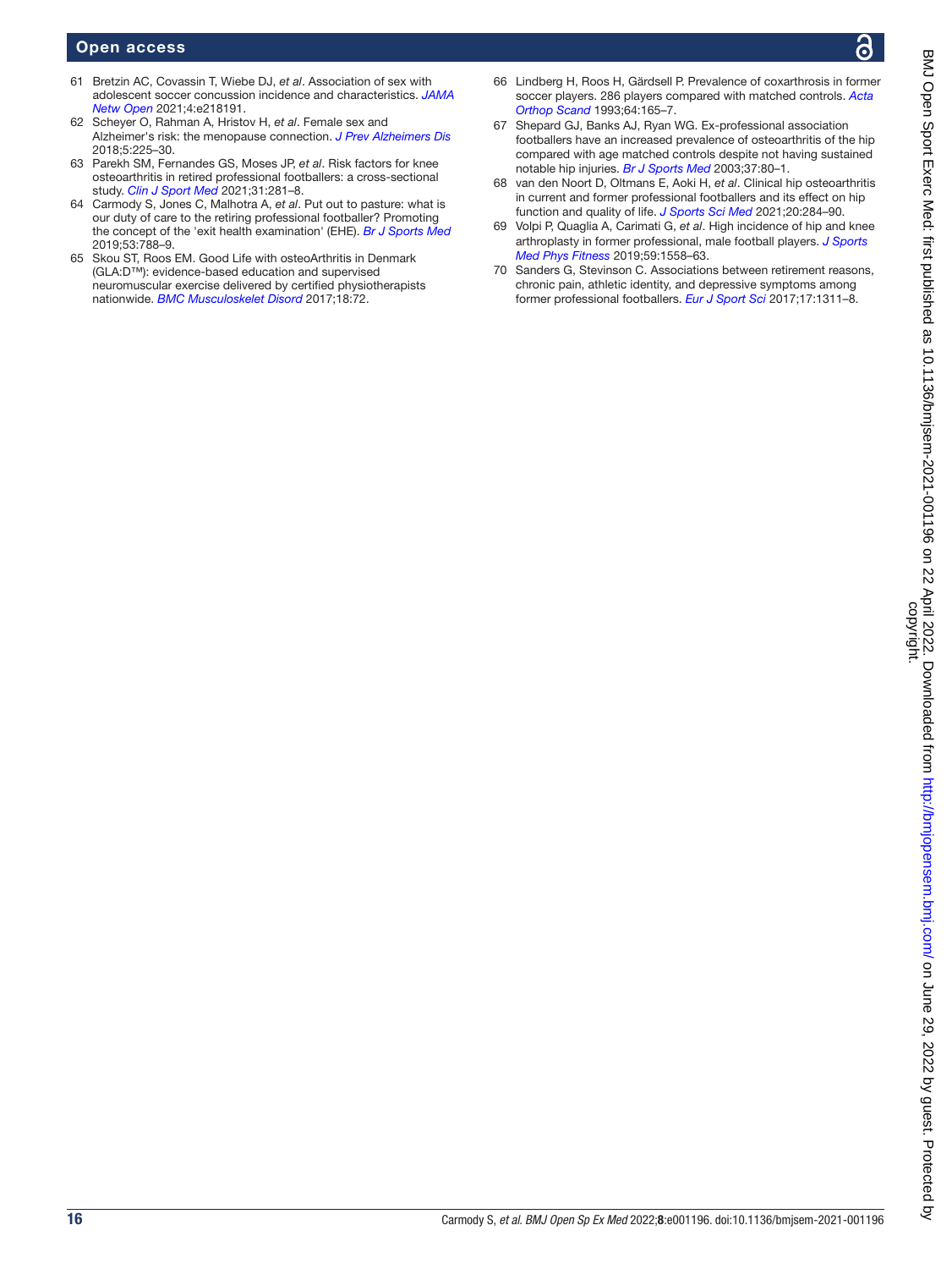61 Bretzin AC, Covassin T, Wiebe DJ, *et al*. Association of sex with adolescent soccer concussion incidence and characteristics. *JAMA Netw Open* 2021;4:e218191.
62 Scheyer O, Rahman A, Hristov H, *et al*. Female sex and Alzheimer's risk: the menopause connection. *J Prev Alzheimers Dis* 2018;5:225–30.
63 Parekh SM, Fernandes GS, Moses JP, *et al*. Risk factors for knee osteoarthritis in retired professional footballers: a cross-sectional study. *Clin J Sport Med* 2021;31:281–8.
64 Carmody S, Jones C, Malhotra A, *et al*. Put out to pasture: what is our duty of care to the retiring professional footballer? Promoting the concept of the 'exit health examination' (EHE). *Br J Sports Med* 2019;53:788–9.
65 Skou ST, Roos EM. Good Life with osteoArthritis in Denmark (GLA:D™): evidence-based education and supervised neuromuscular exercise delivered by certified physiotherapists nationwide. *BMC Musculoskelet Disord* 2017;18:72.
66 Lindberg H, Roos H, Gärdsell P. Prevalence of coxarthrosis in former soccer players. 286 players compared with matched controls. *Acta Orthop Scand* 1993;64:165–7.
67 Shepard GJ, Banks AJ, Ryan WG. Ex-professional association footballers have an increased prevalence of osteoarthritis of the hip compared with age matched controls despite not having sustained notable hip injuries. *Br J Sports Med* 2003;37:80–1.
68 van den Noort D, Oltmans E, Aoki H, *et al*. Clinical hip osteoarthritis in current and former professional footballers and its effect on hip function and quality of life. *J Sports Sci Med* 2021;20:284–90.
69 Volpi P, Quaglia A, Carimati G, *et al*. High incidence of hip and knee arthroplasty in former professional, male football players. *J Sports Med Phys Fitness* 2019;59:1558–63.
70 Sanders G, Stevinson C. Associations between retirement reasons, chronic pain, athletic identity, and depressive symptoms among former professional footballers. *Eur J Sport Sci* 2017;17:1311–8.